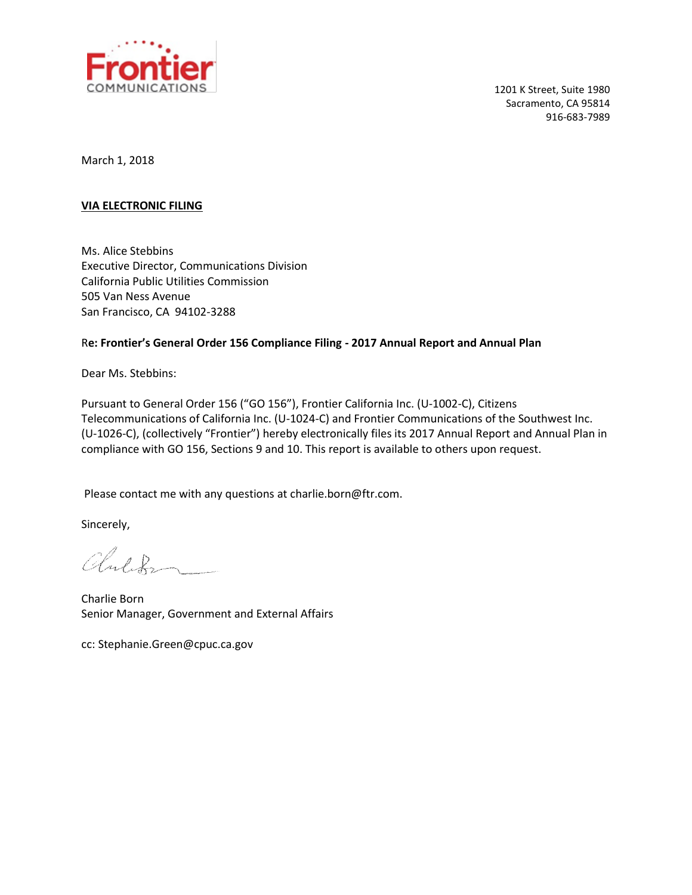Frontier
COMMUNICATIONS

1201 K Street, Suite 1980
Sacramento, CA 95814
916-683-7989

March 1, 2018

**VIA ELECTRONIC FILING**

Ms. Alice Stebbins
Executive Director, Communications Division
California Public Utilities Commission
505 Van Ness Avenue
San Francisco, CA 94102-3288

Re**: Frontier's General Order 156 Compliance Filing - 2017 Annual Report and Annual Plan**

Dear Ms. Stebbins:

Pursuant to General Order 156 ("GO 156"), Frontier California Inc. (U-1002-C), Citizens Telecommunications of California Inc. (U-1024-C) and Frontier Communications of the Southwest Inc. (U-1026-C), (collectively "Frontier") hereby electronically files its 2017 Annual Report and Annual Plan in compliance with GO 156, Sections 9 and 10. This report is available to others upon request.

Please contact me with any questions at charlie.born@ftr.com.

Sincerely,

Charlie Born
Senior Manager, Government and External Affairs

cc: Stephanie.Green@cpuc.ca.gov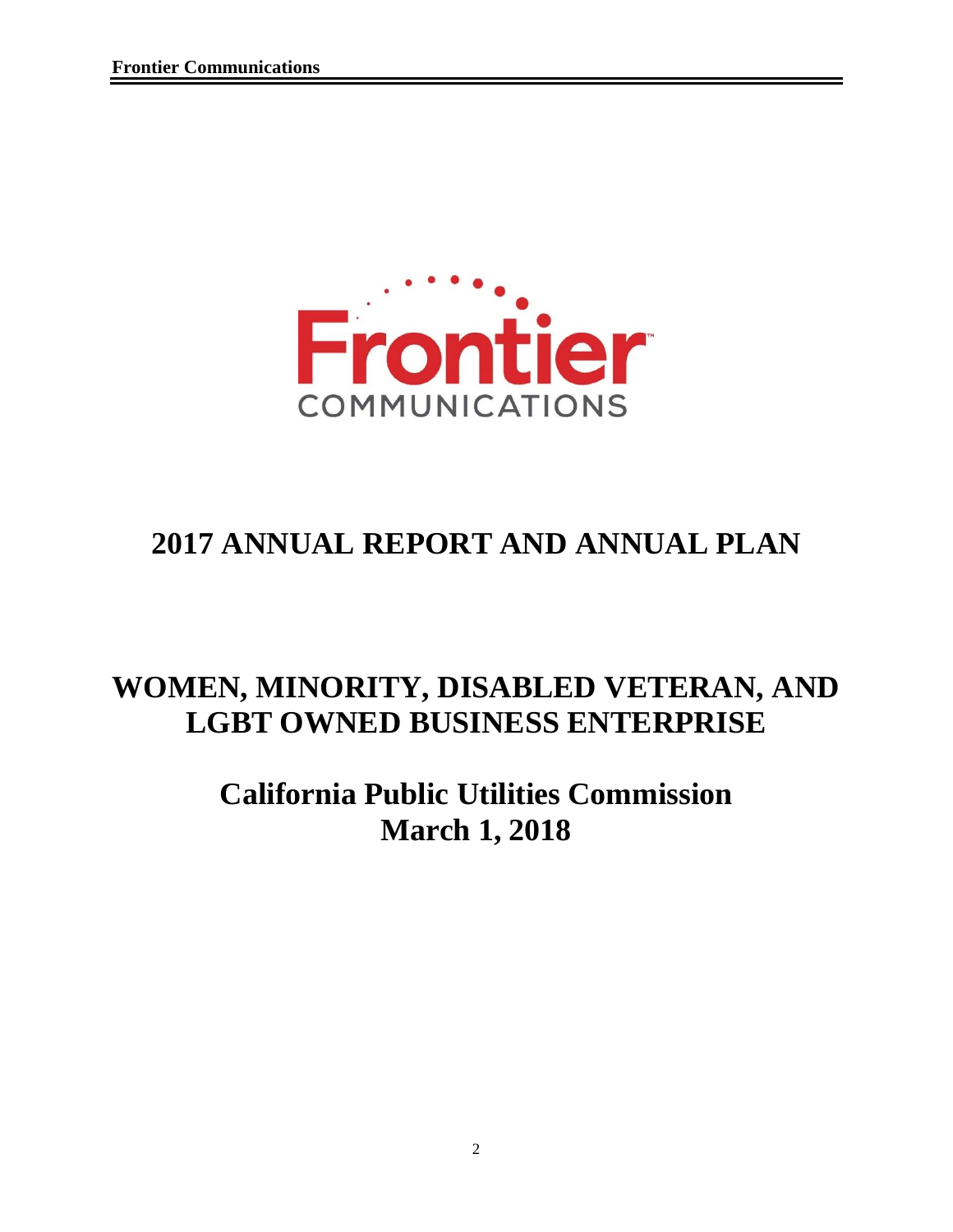# 2017 ANNUAL REPORT AND ANNUAL PLAN

# WOMEN, MINORITY, DISABLED VETERAN, AND LGBT OWNED BUSINESS ENTERPRISE

## California Public Utilities Commission
## March 1, 2018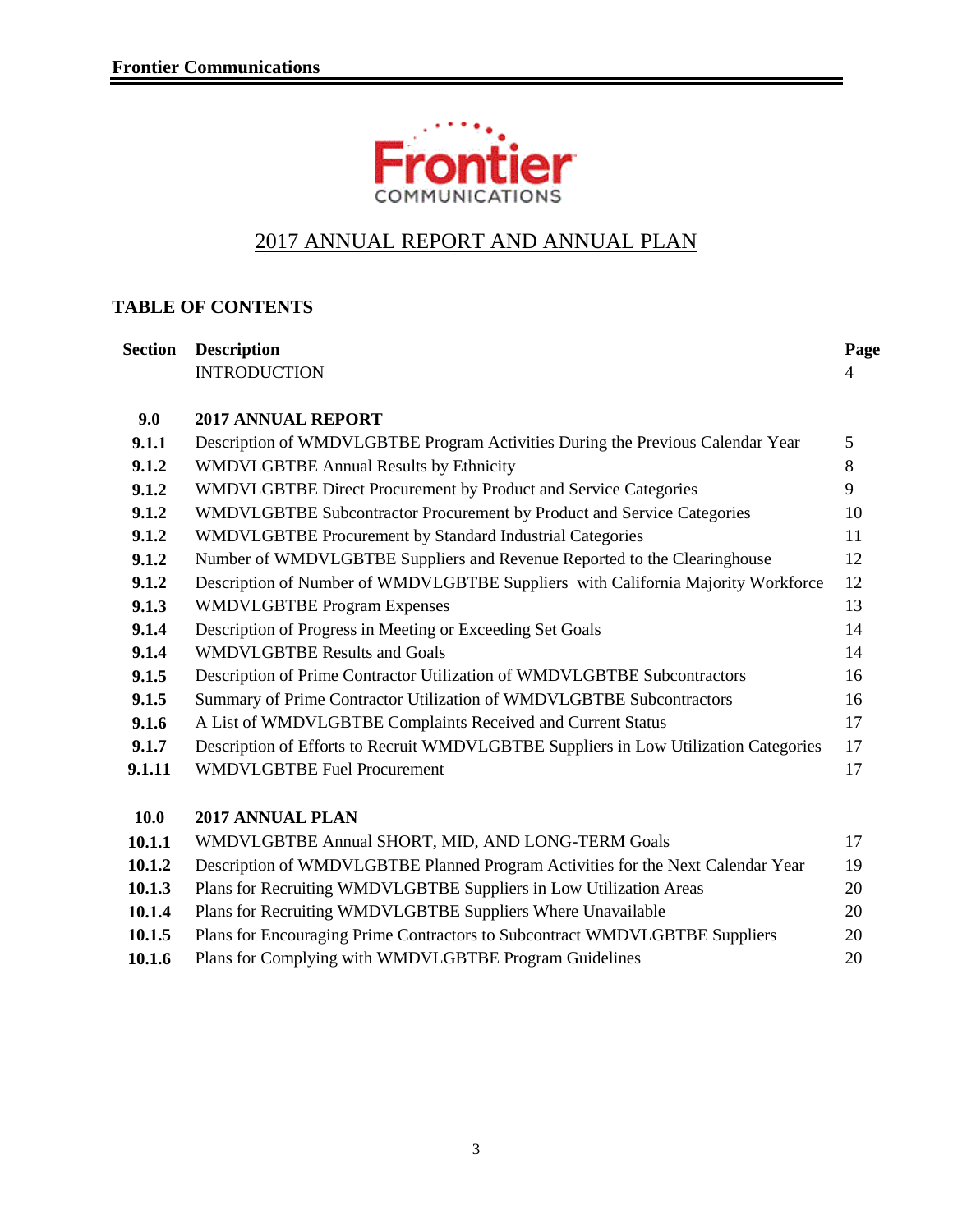# 2017 ANNUAL REPORT AND ANNUAL PLAN

## TABLE OF CONTENTS

| Section | Description | Page |
|---|---|---|
| | INTRODUCTION | 4 |
| **9.0** | **2017 ANNUAL REPORT** | |
| **9.1.1** | Description of WMDVLGBTBE Program Activities During the Previous Calendar Year | 5 |
| **9.1.2** | WMDVLGBTBE Annual Results by Ethnicity | 8 |
| **9.1.2** | WMDVLGBTBE Direct Procurement by Product and Service Categories | 9 |
| **9.1.2** | WMDVLGBTBE Subcontractor Procurement by Product and Service Categories | 10 |
| **9.1.2** | WMDVLGBTBE Procurement by Standard Industrial Categories | 11 |
| **9.1.2** | Number of WMDVLGBTBE Suppliers and Revenue Reported to the Clearinghouse | 12 |
| **9.1.2** | Description of Number of WMDVLGBTBE Suppliers with California Majority Workforce | 12 |
| **9.1.3** | WMDVLGBTBE Program Expenses | 13 |
| **9.1.4** | Description of Progress in Meeting or Exceeding Set Goals | 14 |
| **9.1.4** | WMDVLGBTBE Results and Goals | 14 |
| **9.1.5** | Description of Prime Contractor Utilization of WMDVLGBTBE Subcontractors | 16 |
| **9.1.5** | Summary of Prime Contractor Utilization of WMDVLGBTBE Subcontractors | 16 |
| **9.1.6** | A List of WMDVLGBTBE Complaints Received and Current Status | 17 |
| **9.1.7** | Description of Efforts to Recruit WMDVLGBTBE Suppliers in Low Utilization Categories | 17 |
| **9.1.11** | WMDVLGBTBE Fuel Procurement | 17 |
| **10.0** | **2017 ANNUAL PLAN** | |
| **10.1.1** | WMDVLGBTBE Annual SHORT, MID, AND LONG-TERM Goals | 17 |
| **10.1.2** | Description of WMDVLGBTBE Planned Program Activities for the Next Calendar Year | 19 |
| **10.1.3** | Plans for Recruiting WMDVLGBTBE Suppliers in Low Utilization Areas | 20 |
| **10.1.4** | Plans for Recruiting WMDVLGBTBE Suppliers Where Unavailable | 20 |
| **10.1.5** | Plans for Encouraging Prime Contractors to Subcontract WMDVLGBTBE Suppliers | 20 |
| **10.1.6** | Plans for Complying with WMDVLGBTBE Program Guidelines | 20 |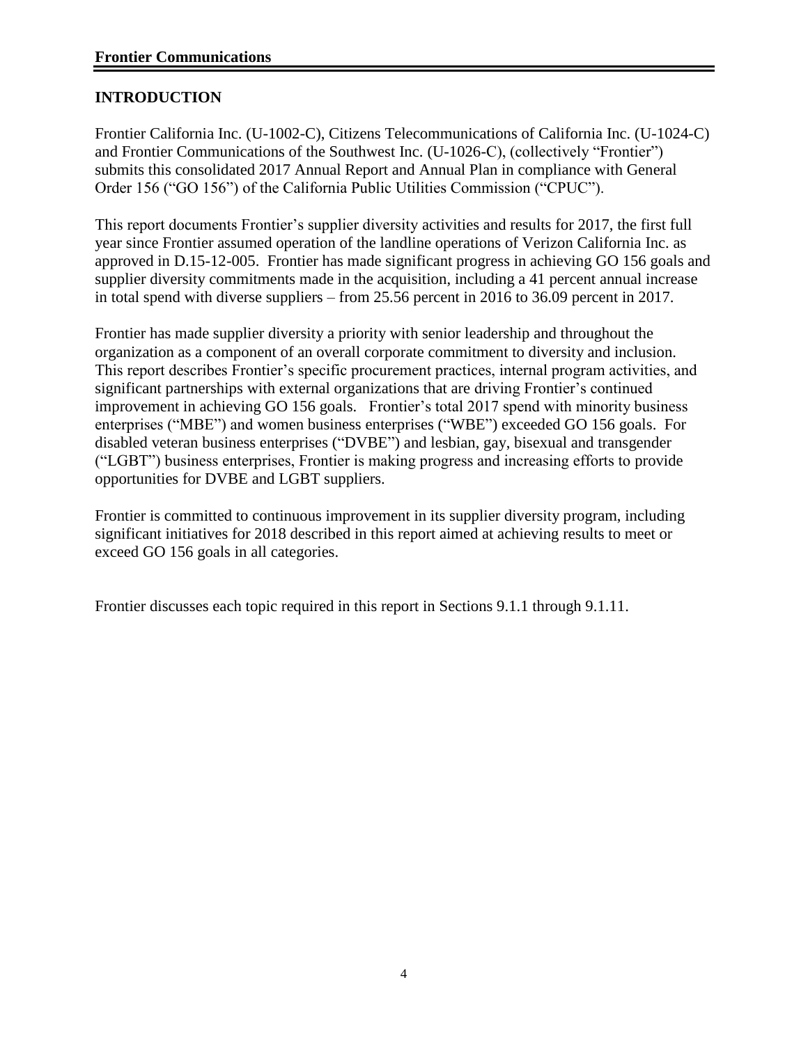## INTRODUCTION

Frontier California Inc. (U-1002-C), Citizens Telecommunications of California Inc. (U-1024-C) and Frontier Communications of the Southwest Inc. (U-1026-C), (collectively "Frontier") submits this consolidated 2017 Annual Report and Annual Plan in compliance with General Order 156 ("GO 156") of the California Public Utilities Commission ("CPUC").

This report documents Frontier's supplier diversity activities and results for 2017, the first full year since Frontier assumed operation of the landline operations of Verizon California Inc. as approved in D.15-12-005. Frontier has made significant progress in achieving GO 156 goals and supplier diversity commitments made in the acquisition, including a 41 percent annual increase in total spend with diverse suppliers – from 25.56 percent in 2016 to 36.09 percent in 2017.

Frontier has made supplier diversity a priority with senior leadership and throughout the organization as a component of an overall corporate commitment to diversity and inclusion. This report describes Frontier's specific procurement practices, internal program activities, and significant partnerships with external organizations that are driving Frontier's continued improvement in achieving GO 156 goals. Frontier's total 2017 spend with minority business enterprises ("MBE") and women business enterprises ("WBE") exceeded GO 156 goals. For disabled veteran business enterprises ("DVBE") and lesbian, gay, bisexual and transgender ("LGBT") business enterprises, Frontier is making progress and increasing efforts to provide opportunities for DVBE and LGBT suppliers.

Frontier is committed to continuous improvement in its supplier diversity program, including significant initiatives for 2018 described in this report aimed at achieving results to meet or exceed GO 156 goals in all categories.

Frontier discusses each topic required in this report in Sections 9.1.1 through 9.1.11.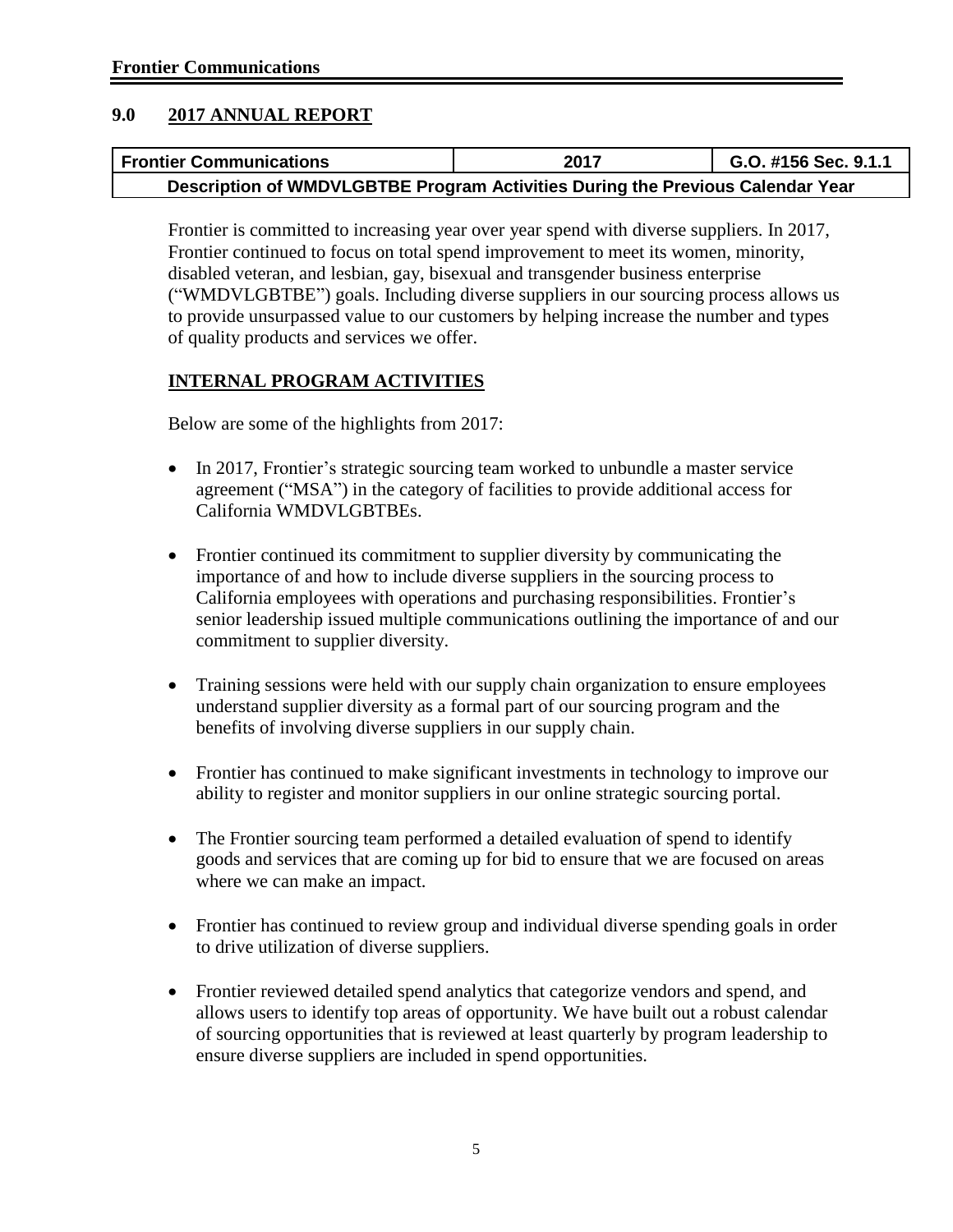## 9.0 2017 ANNUAL REPORT

| Frontier Communications | 2017 | G.O. #156 Sec. 9.1.1 |
|---|---|---|
| Description of WMDVLGBTBE Program Activities During the Previous Calendar Year | | |

Frontier is committed to increasing year over year spend with diverse suppliers. In 2017, Frontier continued to focus on total spend improvement to meet its women, minority, disabled veteran, and lesbian, gay, bisexual and transgender business enterprise ("WMDVLGBTBE") goals. Including diverse suppliers in our sourcing process allows us to provide unsurpassed value to our customers by helping increase the number and types of quality products and services we offer.

### INTERNAL PROGRAM ACTIVITIES

Below are some of the highlights from 2017:

- In 2017, Frontier's strategic sourcing team worked to unbundle a master service agreement ("MSA") in the category of facilities to provide additional access for California WMDVLGBTBEs.
- Frontier continued its commitment to supplier diversity by communicating the importance of and how to include diverse suppliers in the sourcing process to California employees with operations and purchasing responsibilities. Frontier's senior leadership issued multiple communications outlining the importance of and our commitment to supplier diversity.
- Training sessions were held with our supply chain organization to ensure employees understand supplier diversity as a formal part of our sourcing program and the benefits of involving diverse suppliers in our supply chain.
- Frontier has continued to make significant investments in technology to improve our ability to register and monitor suppliers in our online strategic sourcing portal.
- The Frontier sourcing team performed a detailed evaluation of spend to identify goods and services that are coming up for bid to ensure that we are focused on areas where we can make an impact.
- Frontier has continued to review group and individual diverse spending goals in order to drive utilization of diverse suppliers.
- Frontier reviewed detailed spend analytics that categorize vendors and spend, and allows users to identify top areas of opportunity. We have built out a robust calendar of sourcing opportunities that is reviewed at least quarterly by program leadership to ensure diverse suppliers are included in spend opportunities.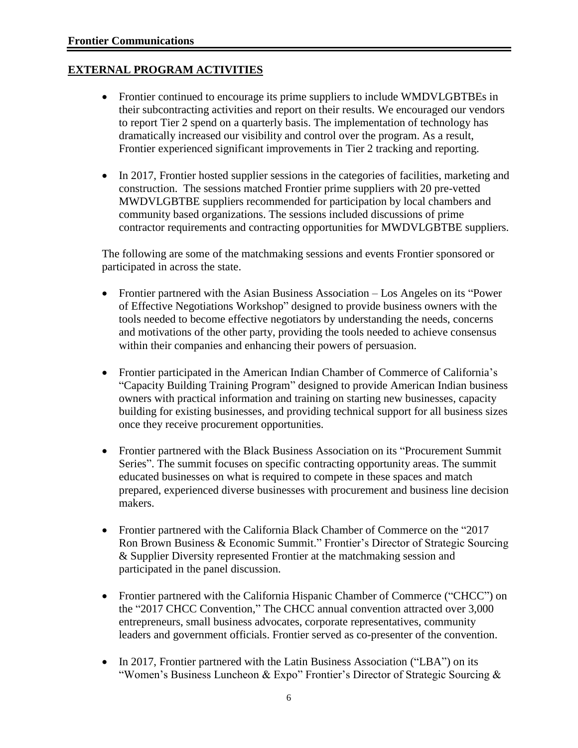## EXTERNAL PROGRAM ACTIVITIES

- Frontier continued to encourage its prime suppliers to include WMDVLGBTBEs in their subcontracting activities and report on their results. We encouraged our vendors to report Tier 2 spend on a quarterly basis. The implementation of technology has dramatically increased our visibility and control over the program. As a result, Frontier experienced significant improvements in Tier 2 tracking and reporting.

- In 2017, Frontier hosted supplier sessions in the categories of facilities, marketing and construction. The sessions matched Frontier prime suppliers with 20 pre-vetted MWDVLGBTBE suppliers recommended for participation by local chambers and community based organizations. The sessions included discussions of prime contractor requirements and contracting opportunities for MWDVLGBTBE suppliers.

The following are some of the matchmaking sessions and events Frontier sponsored or participated in across the state.

- Frontier partnered with the Asian Business Association – Los Angeles on its "Power of Effective Negotiations Workshop" designed to provide business owners with the tools needed to become effective negotiators by understanding the needs, concerns and motivations of the other party, providing the tools needed to achieve consensus within their companies and enhancing their powers of persuasion.

- Frontier participated in the American Indian Chamber of Commerce of California's "Capacity Building Training Program" designed to provide American Indian business owners with practical information and training on starting new businesses, capacity building for existing businesses, and providing technical support for all business sizes once they receive procurement opportunities.

- Frontier partnered with the Black Business Association on its "Procurement Summit Series". The summit focuses on specific contracting opportunity areas. The summit educated businesses on what is required to compete in these spaces and match prepared, experienced diverse businesses with procurement and business line decision makers.

- Frontier partnered with the California Black Chamber of Commerce on the "2017 Ron Brown Business & Economic Summit." Frontier's Director of Strategic Sourcing & Supplier Diversity represented Frontier at the matchmaking session and participated in the panel discussion.

- Frontier partnered with the California Hispanic Chamber of Commerce ("CHCC") on the "2017 CHCC Convention," The CHCC annual convention attracted over 3,000 entrepreneurs, small business advocates, corporate representatives, community leaders and government officials. Frontier served as co-presenter of the convention.

- In 2017, Frontier partnered with the Latin Business Association ("LBA") on its "Women's Business Luncheon & Expo" Frontier's Director of Strategic Sourcing &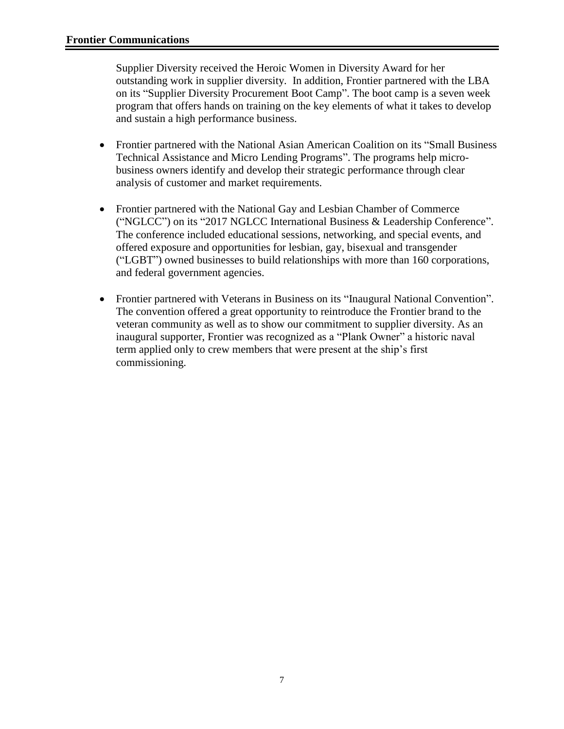Supplier Diversity received the Heroic Women in Diversity Award for her outstanding work in supplier diversity. In addition, Frontier partnered with the LBA on its "Supplier Diversity Procurement Boot Camp". The boot camp is a seven week program that offers hands on training on the key elements of what it takes to develop and sustain a high performance business.

- Frontier partnered with the National Asian American Coalition on its "Small Business Technical Assistance and Micro Lending Programs". The programs help micro-business owners identify and develop their strategic performance through clear analysis of customer and market requirements.

- Frontier partnered with the National Gay and Lesbian Chamber of Commerce ("NGLCC") on its "2017 NGLCC International Business & Leadership Conference". The conference included educational sessions, networking, and special events, and offered exposure and opportunities for lesbian, gay, bisexual and transgender ("LGBT") owned businesses to build relationships with more than 160 corporations, and federal government agencies.

- Frontier partnered with Veterans in Business on its "Inaugural National Convention". The convention offered a great opportunity to reintroduce the Frontier brand to the veteran community as well as to show our commitment to supplier diversity. As an inaugural supporter, Frontier was recognized as a "Plank Owner" a historic naval term applied only to crew members that were present at the ship's first commissioning.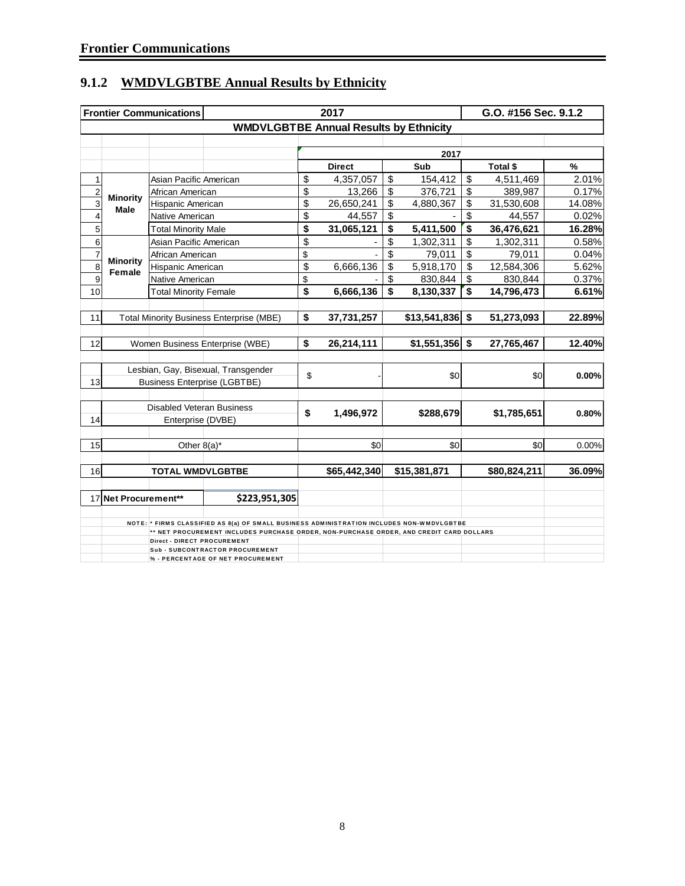### 9.1.2 WMDVLGBTBE Annual Results by Ethnicity

| Frontier Communications | | | 2017 | | | G.O. #156 Sec. 9.1.2 |
|---|---|---|---|---|---|---|
| WMDVLGBTBE Annual Results by Ethnicity | | | | | | |
| | | | 2017 | | | |
| | | | Direct | Sub | Total $ | % |
| 1 | Minority Male | Asian Pacific American | $ 4,357,057 | $ 154,412 | $ 4,511,469 | 2.01% |
| 2 | | African American | $ 13,266 | $ 376,721 | $ 389,987 | 0.17% |
| 3 | | Hispanic American | $ 26,650,241 | $ 4,880,367 | $ 31,530,608 | 14.08% |
| 4 | | Native American | $ 44,557 | $ - | $ 44,557 | 0.02% |
| 5 | | **Total Minority Male** | **$ 31,065,121** | **$ 5,411,500** | **$ 36,476,621** | **16.28%** |
| 6 | Minority Female | Asian Pacific American | $ - | $ 1,302,311 | $ 1,302,311 | 0.58% |
| 7 | | African American | $ - | $ 79,011 | $ 79,011 | 0.04% |
| 8 | | Hispanic American | $ 6,666,136 | $ 5,918,170 | $ 12,584,306 | 5.62% |
| 9 | | Native American | $ - | $ 830,844 | $ 830,844 | 0.37% |
| 10 | | **Total Minority Female** | **$ 6,666,136** | **$ 8,130,337** | **$ 14,796,473** | **6.61%** |
| 11 | Total Minority Business Enterprise (MBE) | | **$ 37,731,257** | **$13,541,836** | **$ 51,273,093** | **22.89%** |
| 12 | Women Business Enterprise (WBE) | | **$ 26,214,111** | **$1,551,356** | **$ 27,765,467** | **12.40%** |
| 13 | Lesbian, Gay, Bisexual, Transgender Business Enterprise (LGBTBE) | | $ - | $0 | $0 | **0.00%** |
| 14 | Disabled Veteran Business Enterprise (DVBE) | | **$ 1,496,972** | **$288,679** | **$1,785,651** | **0.80%** |
| 15 | Other 8(a)* | | $0 | $0 | $0 | 0.00% |
| 16 | **TOTAL WMDVLGBTBE** | | **$65,442,340** | **$15,381,871** | **$80,824,211** | **36.09%** |
| 17 | **Net Procurement**** | **$223,951,305** | | | | |

NOTE: * FIRMS CLASSIFIED AS 8(a) OF SMALL BUSINESS ADMINISTRATION INCLUDES NON-WMDVLGBTBE
** NET PROCUREMENT INCLUDES PURCHASE ORDER, NON-PURCHASE ORDER, AND CREDIT CARD DOLLARS
Direct - DIRECT PROCUREMENT
Sub - SUBCONTRACTOR PROCUREMENT
% - PERCENTAGE OF NET PROCUREMENT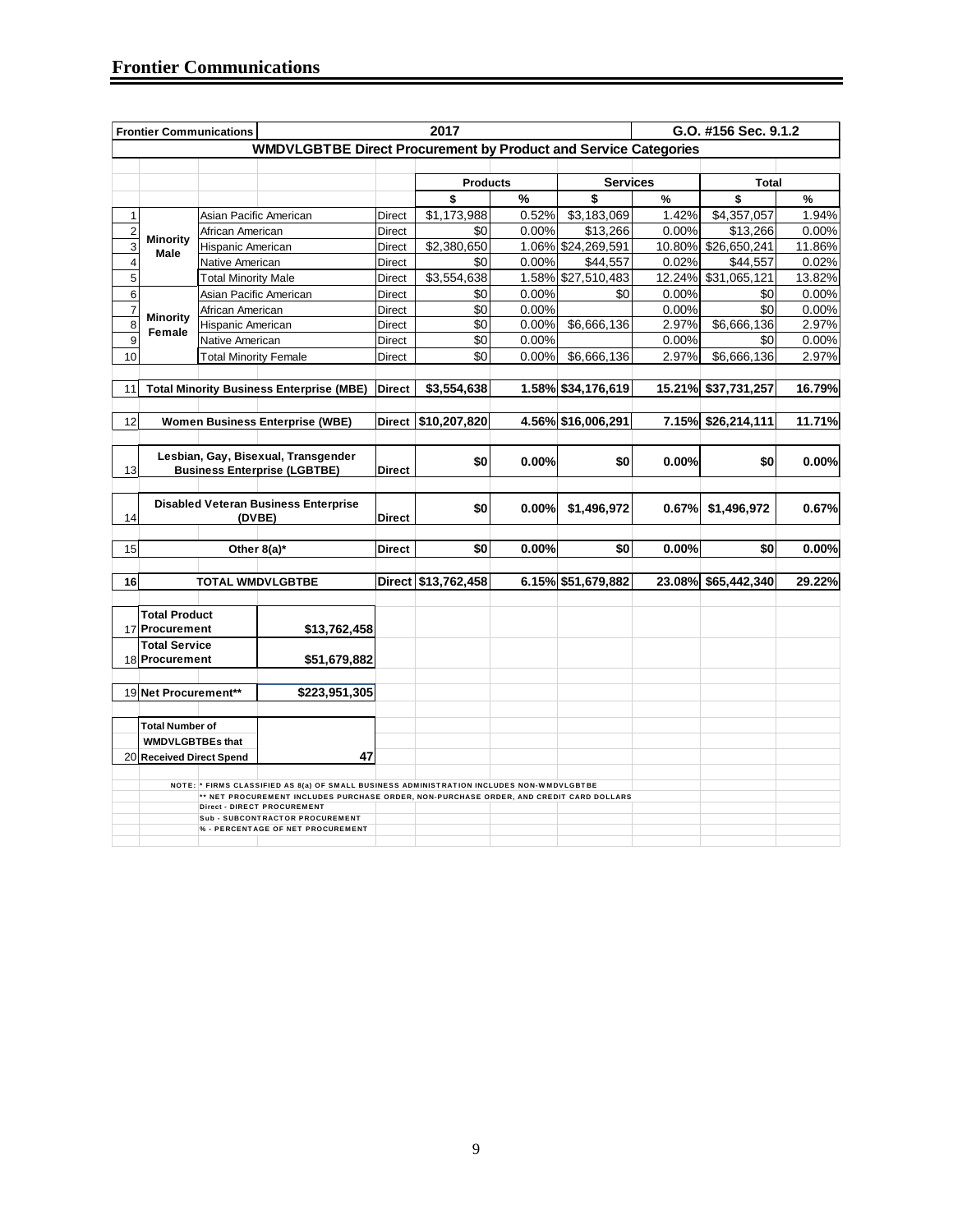# Frontier Communications

| Frontier Communications | | | | 2017 | | | | G.O. #156 Sec. 9.1.2 | | |
|---|---|---|---|---|---|---|---|---|---|---|
| **WMDVLGBTBE Direct Procurement by Product and Service Categories** | | | | | | | | | | |
| | | | | **Products** | | **Services** | | **Total** | | |
| | | | | **$** | **%** | **$** | **%** | **$** | **%** | |
| 1 | **Minority Male** | Asian Pacific American | Direct | $1,173,988 | 0.52% | $3,183,069 | 1.42% | $4,357,057 | 1.94% | |
| 2 | | African American | Direct | $0 | 0.00% | $13,266 | 0.00% | $13,266 | 0.00% | |
| 3 | | Hispanic American | Direct | $2,380,650 | 1.06% | $24,269,591 | 10.80% | $26,650,241 | 11.86% | |
| 4 | | Native American | Direct | $0 | 0.00% | $44,557 | 0.02% | $44,557 | 0.02% | |
| 5 | | Total Minority Male | Direct | $3,554,638 | 1.58% | $27,510,483 | 12.24% | $31,065,121 | 13.82% | |
| 6 | **Minority Female** | Asian Pacific American | Direct | $0 | 0.00% | $0 | 0.00% | $0 | 0.00% | |
| 7 | | African American | Direct | $0 | 0.00% | | 0.00% | $0 | 0.00% | |
| 8 | | Hispanic American | Direct | $0 | 0.00% | $6,666,136 | 2.97% | $6,666,136 | 2.97% | |
| 9 | | Native American | Direct | $0 | 0.00% | | 0.00% | $0 | 0.00% | |
| 10 | | Total Minority Female | Direct | $0 | 0.00% | $6,666,136 | 2.97% | $6,666,136 | 2.97% | |
| 11 | **Total Minority Business Enterprise (MBE)** | | **Direct** | **$3,554,638** | **1.58%** | **$34,176,619** | **15.21%** | **$37,731,257** | **16.79%** | |
| 12 | **Women Business Enterprise (WBE)** | | **Direct** | **$10,207,820** | **4.56%** | **$16,006,291** | **7.15%** | **$26,214,111** | **11.71%** | |
| 13 | **Lesbian, Gay, Bisexual, Transgender Business Enterprise (LGBTBE)** | | **Direct** | **$0** | **0.00%** | **$0** | **0.00%** | **$0** | **0.00%** | |
| 14 | **Disabled Veteran Business Enterprise (DVBE)** | | **Direct** | **$0** | **0.00%** | **$1,496,972** | **0.67%** | **$1,496,972** | **0.67%** | |
| 15 | **Other 8(a)*** | | **Direct** | **$0** | **0.00%** | **$0** | **0.00%** | **$0** | **0.00%** | |
| 16 | **TOTAL WMDVLGBTBE** | | **Direct** | **$13,762,458** | **6.15%** | **$51,679,882** | **23.08%** | **$65,442,340** | **29.22%** | |
| 17 | **Total Product Procurement** | **$13,762,458** | | | | | | | | |
| 18 | **Total Service Procurement** | **$51,679,882** | | | | | | | | |
| 19 | **Net Procurement**** | **$223,951,305** | | | | | | | | |
| 20 | **Total Number of WMDVLGBTBEs that Received Direct Spend** | **47** | | | | | | | | |

NOTE: * FIRMS CLASSIFIED AS 8(a) OF SMALL BUSINESS ADMINISTRATION INCLUDES NON-WMDVLGBTBE
** NET PROCUREMENT INCLUDES PURCHASE ORDER, NON-PURCHASE ORDER, AND CREDIT CARD DOLLARS
Direct - DIRECT PROCUREMENT
Sub - SUBCONTRACTOR PROCUREMENT
% - PERCENTAGE OF NET PROCUREMENT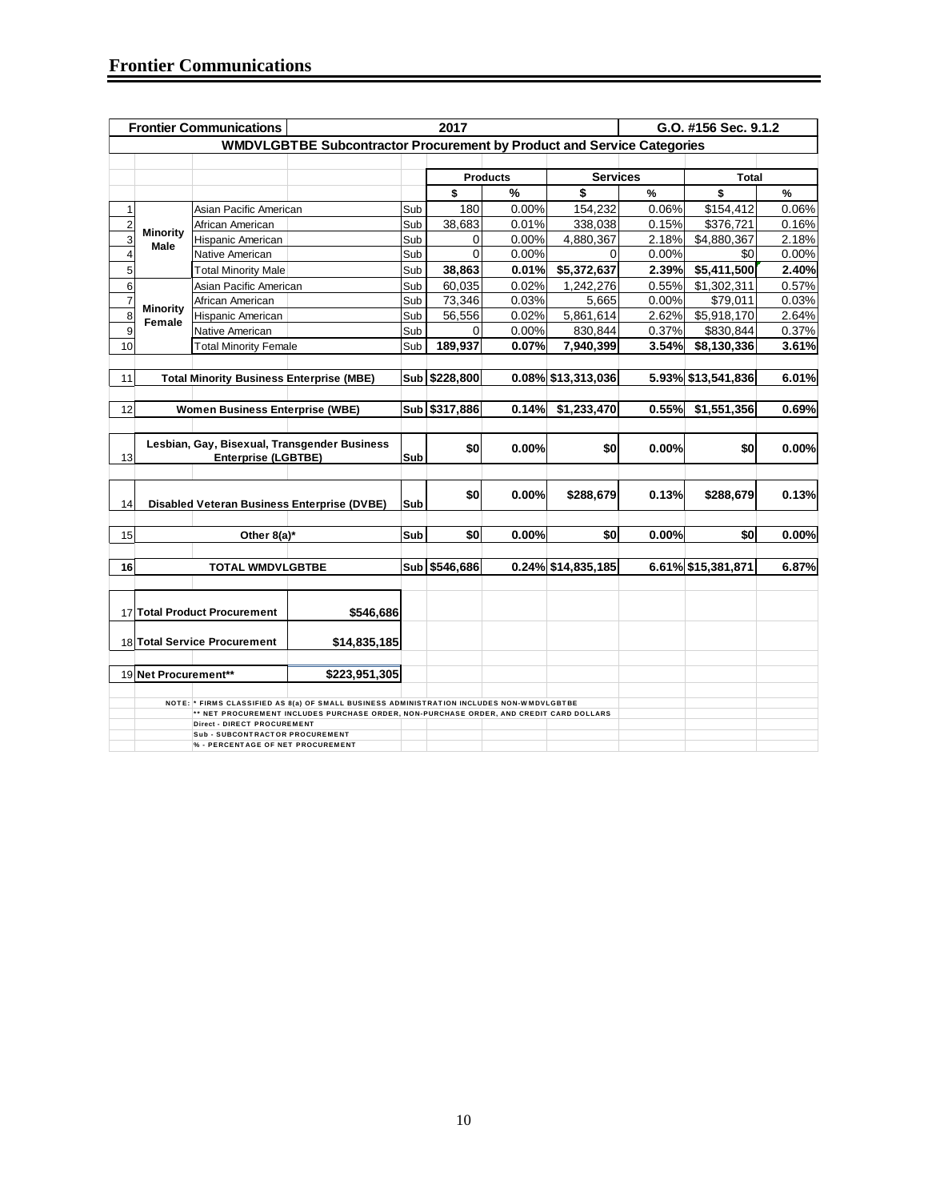## Frontier Communications

| | Frontier Communications | | | | 2017 | | | | G.O. #156 Sec. 9.1.2 | |
|---|---|---|---|---|---|---|---|---|---|---|
| | WMDVLGBTBE Subcontractor Procurement by Product and Service Categories | | | | | | | | | |
| | | | | | Products | | Services | | Total | |
| | | | | | $ | % | $ | % | $ | % |
| 1 | Minority Male | Asian Pacific American | | Sub | 180 | 0.00% | 154,232 | 0.06% | $154,412 | 0.06% |
| 2 | | African American | | Sub | 38,683 | 0.01% | 338,038 | 0.15% | $376,721 | 0.16% |
| 3 | | Hispanic American | | Sub | 0 | 0.00% | 4,880,367 | 2.18% | $4,880,367 | 2.18% |
| 4 | | Native American | | Sub | 0 | 0.00% | 0 | 0.00% | $0 | 0.00% |
| 5 | | **Total Minority Male** | | Sub | **38,863** | **0.01%** | **$5,372,637** | **2.39%** | **$5,411,500** | **2.40%** |
| 6 | Minority Female | Asian Pacific American | | Sub | 60,035 | 0.02% | 1,242,276 | 0.55% | $1,302,311 | 0.57% |
| 7 | | African American | | Sub | 73,346 | 0.03% | 5,665 | 0.00% | $79,011 | 0.03% |
| 8 | | Hispanic American | | Sub | 56,556 | 0.02% | 5,861,614 | 2.62% | $5,918,170 | 2.64% |
| 9 | | Native American | | Sub | 0 | 0.00% | 830,844 | 0.37% | $830,844 | 0.37% |
| 10 | | **Total Minority Female** | | Sub | **189,937** | **0.07%** | **7,940,399** | **3.54%** | **$8,130,336** | **3.61%** |
| 11 | **Total Minority Business Enterprise (MBE)** | | | **Sub** | **$228,800** | **0.08%** | **$13,313,036** | **5.93%** | **$13,541,836** | **6.01%** |
| 12 | **Women Business Enterprise (WBE)** | | | **Sub** | **$317,886** | **0.14%** | **$1,233,470** | **0.55%** | **$1,551,356** | **0.69%** |
| 13 | **Lesbian, Gay, Bisexual, Transgender Business Enterprise (LGBTBE)** | | | **Sub** | **$0** | **0.00%** | **$0** | **0.00%** | **$0** | **0.00%** |
| 14 | **Disabled Veteran Business Enterprise (DVBE)** | | | **Sub** | **$0** | **0.00%** | **$288,679** | **0.13%** | **$288,679** | **0.13%** |
| 15 | **Other 8(a)*** | | | **Sub** | **$0** | **0.00%** | **$0** | **0.00%** | **$0** | **0.00%** |
| 16 | **TOTAL WMDVLGBTBE** | | | **Sub** | **$546,686** | **0.24%** | **$14,835,185** | **6.61%** | **$15,381,871** | **6.87%** |
| 17 | **Total Product Procurement** | | **$546,686** | | | | | | | |
| 18 | **Total Service Procurement** | | **$14,835,185** | | | | | | | |
| 19 | **Net Procurement**** | | **$223,951,305** | | | | | | | |

NOTE: * FIRMS CLASSIFIED AS 8(a) OF SMALL BUSINESS ADMINISTRATION INCLUDES NON-WMDVLGBTBE
** NET PROCUREMENT INCLUDES PURCHASE ORDER, NON-PURCHASE ORDER, AND CREDIT CARD DOLLARS
Direct - DIRECT PROCUREMENT
Sub - SUBCONTRACTOR PROCUREMENT
% - PERCENTAGE OF NET PROCUREMENT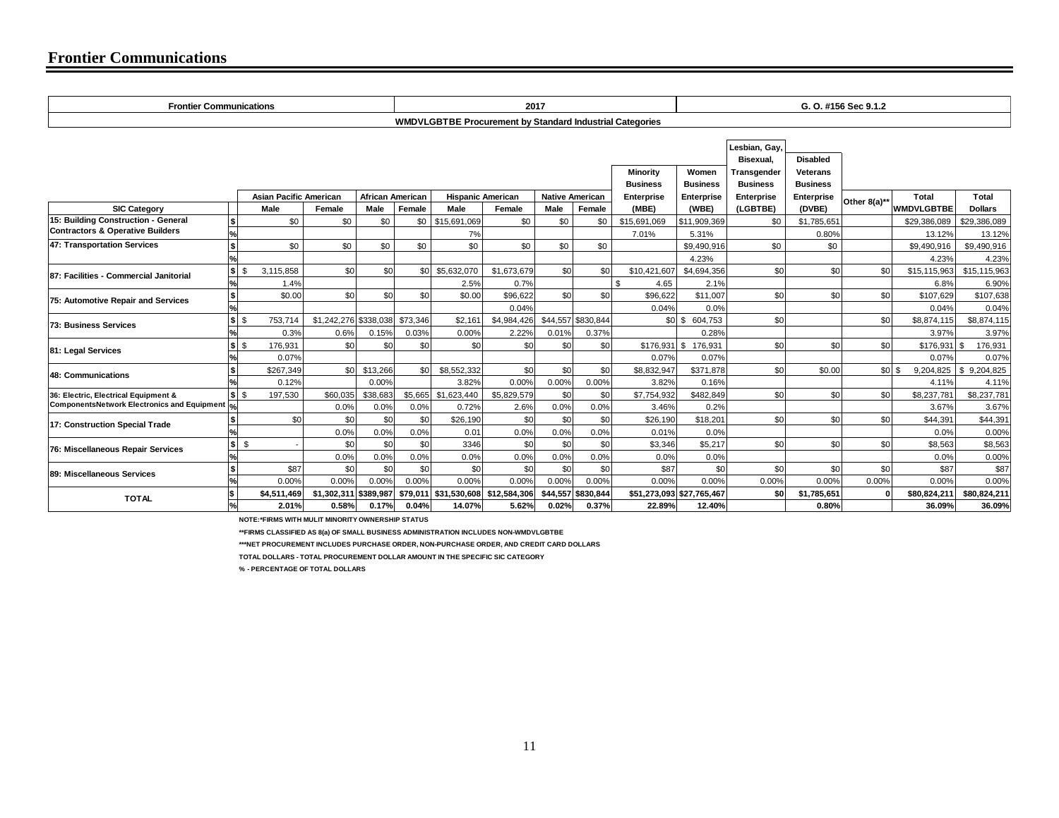## Frontier Communications

| Frontier Communications | | | | | | | 2017 | | | | | G. O. #156 Sec 9.1.2 | | | | | |
|---|---|---|---|---|---|---|---|---|---|---|---|---|---|---|---|---|---|
| WMDVLGBTBE Procurement by Standard Industrial Categories | | | | | | | | | | | | | | | | | |
| | | Asian Pacific American | | African American | | Hispanic American | | Native American | | Minority Business Enterprise (MBE) | Women Business Enterprise (WBE) | Lesbian, Gay, Bisexual, Transgender Business Enterprise (LGBTBE) | Disabled Veterans Business Enterprise (DVBE) | Other 8(a)** | Total WMDVLGBTBE | Total Dollars |
| SIC Category | | Male | Female | Male | Female | Male | Female | Male | Female | | | | | | | |
| 15: Building Construction - General Contractors & Operative Builders | $ | $0 | $0 | $0 | $0 | $15,691,069 | $0 | $0 | $0 | $15,691,069 | $11,909,369 | $0 | $1,785,651 | | $29,386,089 | $29,386,089 |
| | % | | | | | 7% | | | | 7.01% | 5.31% | | 0.80% | | 13.12% | 13.12% |
| 47: Transportation Services | $ | $0 | $0 | $0 | $0 | $0 | $0 | $0 | $0 | | $9,490,916 | $0 | $0 | | $9,490,916 | $9,490,916 |
| | % | | | | | | | | | | 4.23% | | | | 4.23% | 4.23% |
| 87: Facilities - Commercial Janitorial | $ | $ 3,115,858 | $0 | $0 | $0 | $5,632,070 | $1,673,679 | $0 | $0 | $10,421,607 | $4,694,356 | $0 | $0 | $0 | $15,115,963 | $15,115,963 |
| | % | 1.4% | | | | 2.5% | 0.7% | | | $ 4.65 | 2.1% | | | | 6.8% | 6.90% |
| 75: Automotive Repair and Services | $ | $0.00 | $0 | $0 | $0 | $0.00 | $96,622 | $0 | $0 | $96,622 | $11,007 | $0 | $0 | $0 | $107,629 | $107,638 |
| | % | | | | | | 0.04% | | | 0.04% | 0.0% | | | | 0.04% | 0.04% |
| 73: Business Services | $ | $ 753,714 | $1,242,276 | $338,038 | $73,346 | $2,161 | $4,984,426 | $44,557 | $830,844 | $0 | $ 604,753 | $0 | | $0 | $8,874,115 | $8,874,115 |
| | % | 0.3% | 0.6% | 0.15% | 0.03% | 0.00% | 2.22% | 0.01% | 0.37% | | 0.28% | | | | 3.97% | 3.97% |
| 81: Legal Services | $ | $ 176,931 | $0 | $0 | $0 | $0 | $0 | $0 | $0 | $176,931 | $ 176,931 | $0 | $0 | $0 | $176,931 | $ 176,931 |
| | % | 0.07% | | | | | | | | 0.07% | 0.07% | | | | 0.07% | 0.07% |
| 48: Communications | $ | $267,349 | $0 | $13,266 | $0 | $8,552,332 | $0 | $0 | $0 | $8,832,947 | $371,878 | $0 | $0.00 | $0 | $ 9,204,825 | $ 9,204,825 |
| | % | 0.12% | | 0.00% | | 3.82% | 0.00% | 0.00% | 0.00% | 3.82% | 0.16% | | | | 4.11% | 4.11% |
| 36: Electric, Electrical Equipment & ComponentsNetwork Electronics and Equipment | $ | $ 197,530 | $60,035 | $38,683 | $5,665 | $1,623,440 | $5,829,579 | $0 | $0 | $7,754,932 | $482,849 | $0 | $0 | $0 | $8,237,781 | $8,237,781 |
| | % | | 0.0% | 0.0% | 0.0% | 0.72% | 2.6% | 0.0% | 0.0% | 3.46% | 0.2% | | | | 3.67% | 3.67% |
| 17: Construction Special Trade | $ | $0 | $0 | $0 | $0 | $26,190 | $0 | $0 | $0 | $26,190 | $18,201 | $0 | $0 | $0 | $44,391 | $44,391 |
| | % | | 0.0% | 0.0% | 0.0% | 0.01 | 0.0% | 0.0% | 0.0% | 0.01% | 0.0% | | | | 0.0% | 0.00% |
| 76: Miscellaneous Repair Services | $ | $ - | $0 | $0 | $0 | 3346 | $0 | $0 | $0 | $3,346 | $5,217 | $0 | $0 | $0 | $8,563 | $8,563 |
| | % | | 0.0% | 0.0% | 0.0% | 0.0% | 0.0% | 0.0% | 0.0% | 0.0% | 0.0% | | | | 0.0% | 0.00% |
| 89: Miscellaneous Services | $ | $87 | $0 | $0 | $0 | $0 | $0 | $0 | $0 | $87 | $0 | $0 | $0 | $0 | $87 | $87 |
| | % | 0.00% | 0.00% | 0.00% | 0.00% | 0.00% | 0.00% | 0.00% | 0.00% | 0.00% | 0.00% | 0.00% | 0.00% | 0.00% | 0.00% | 0.00% |
| **TOTAL** | $ | **$4,511,469** | **$1,302,311** | **$389,987** | **$79,011** | **$31,530,608** | **$12,584,306** | **$44,557** | **$830,844** | **$51,273,093** | **$27,765,467** | **$0** | **$1,785,651** | **0** | **$80,824,211** | **$80,824,211** |
| | % | **2.01%** | **0.58%** | **0.17%** | **0.04%** | **14.07%** | **5.62%** | **0.02%** | **0.37%** | **22.89%** | **12.40%** | | **0.80%** | | **36.09%** | **36.09%** |

NOTE:*FIRMS WITH MULIT MINORITY OWNERSHIP STATUS

**FIRMS CLASSIFIED AS 8(a) OF SMALL BUSINESS ADMINISTRATION INCLUDES NON-WMDVLGBTBE

***NET PROCUREMENT INCLUDES PURCHASE ORDER, NON-PURCHASE ORDER, AND CREDIT CARD DOLLARS

TOTAL DOLLARS - TOTAL PROCUREMENT DOLLAR AMOUNT IN THE SPECIFIC SIC CATEGORY

% - PERCENTAGE OF TOTAL DOLLARS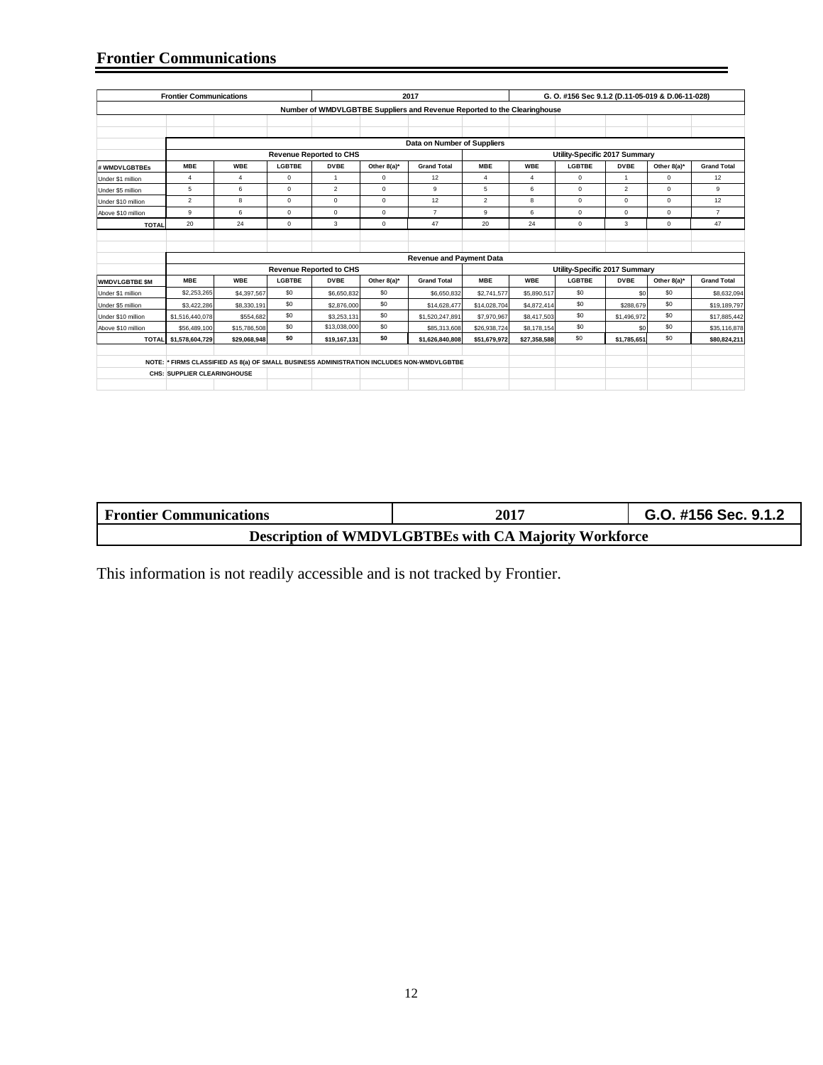## Frontier Communications

| Frontier Communications | | | 2017 | | | | G. O. #156 Sec 9.1.2 (D.11-05-019 & D.06-11-028) | | | | | |
|---|---|---|---|---|---|---|---|---|---|---|---|---|
| Number of WMDVLGBTBE Suppliers and Revenue Reported to the Clearinghouse | | | | | | | | | | | | |
| | Data on Number of Suppliers | | | | | | | | | | | |
| | Revenue Reported to CHS | | | | | | Utility-Specific 2017 Summary | | | | | |
| # WMDVLGBTBEs | MBE | WBE | LGBTBE | DVBE | Other 8(a)* | Grand Total | MBE | WBE | LGBTBE | DVBE | Other 8(a)* | Grand Total |
| Under $1 million | 4 | 4 | 0 | 1 | 0 | 12 | 4 | 4 | 0 | 1 | 0 | 12 |
| Under $5 million | 5 | 6 | 0 | 2 | 0 | 9 | 5 | 6 | 0 | 2 | 0 | 9 |
| Under $10 million | 2 | 8 | 0 | 0 | 0 | 12 | 2 | 8 | 0 | 0 | 0 | 12 |
| Above $10 million | 9 | 6 | 0 | 0 | 0 | 7 | 9 | 6 | 0 | 0 | 0 | 7 |
| TOTAL | 20 | 24 | 0 | 3 | 0 | 47 | 20 | 24 | 0 | 3 | 0 | 47 |
| | Revenue and Payment Data | | | | | | | | | | | |
| | Revenue Reported to CHS | | | | | | Utility-Specific 2017 Summary | | | | | |
| WMDVLGBTBE $M | MBE | WBE | LGBTBE | DVBE | Other 8(a)* | Grand Total | MBE | WBE | LGBTBE | DVBE | Other 8(a)* | Grand Total |
| Under $1 million | $2,253,265 | $4,397,567 | $0 | $6,650,832 | $0 | $6,650,832 | $2,741,577 | $5,890,517 | $0 | $0 | $0 | $8,632,094 |
| Under $5 million | $3,422,286 | $8,330,191 | $0 | $2,876,000 | $0 | $14,628,477 | $14,028,704 | $4,872,414 | $0 | $288,679 | $0 | $19,189,797 |
| Under $10 million | $1,516,440,078 | $554,682 | $0 | $3,253,131 | $0 | $1,520,247,891 | $7,970,967 | $8,417,503 | $0 | $1,496,972 | $0 | $17,885,442 |
| Above $10 million | $56,489,100 | $15,786,508 | $0 | $13,038,000 | $0 | $85,313,608 | $26,938,724 | $8,178,154 | $0 | $0 | $0 | $35,116,878 |
| TOTAL | $1,578,604,729 | $29,068,948 | $0 | $19,167,131 | $0 | $1,626,840,808 | $51,679,972 | $27,358,588 | $0 | $1,785,651 | $0 | $80,824,211 |

NOTE: * FIRMS CLASSIFIED AS 8(a) OF SMALL BUSINESS ADMINISTRATION INCLUDES NON-WMDVLGBTBE

CHS: SUPPLIER CLEARINGHOUSE

| Frontier Communications | 2017 | G.O. #156 Sec. 9.1.2 |
|---|---|---|
| Description of WMDVLGBTBEs with CA Majority Workforce | | |

This information is not readily accessible and is not tracked by Frontier.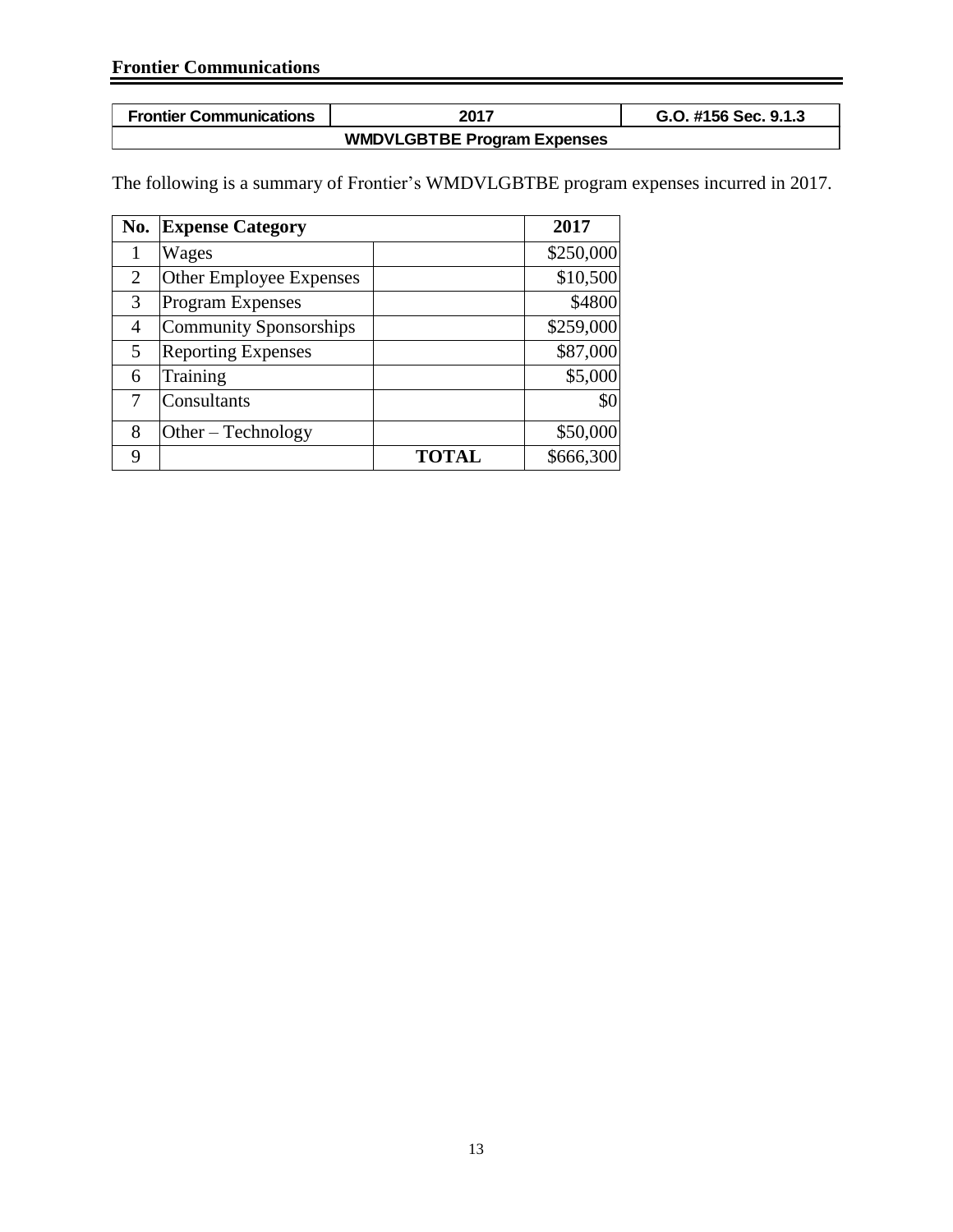**Frontier Communications**

| Frontier Communications | 2017 | G.O. #156 Sec. 9.1.3 |
|---|---|---|
| WMDVLGBTBE Program Expenses | | |

The following is a summary of Frontier's WMDVLGBTBE program expenses incurred in 2017.

| No. | Expense Category | | 2017 |
|---|---|---|---|
| 1 | Wages | | $250,000 |
| 2 | Other Employee Expenses | | $10,500 |
| 3 | Program Expenses | | $4800 |
| 4 | Community Sponsorships | | $259,000 |
| 5 | Reporting Expenses | | $87,000 |
| 6 | Training | | $5,000 |
| 7 | Consultants | | $0 |
| 8 | Other – Technology | | $50,000 |
| 9 | | **TOTAL** | $666,300 |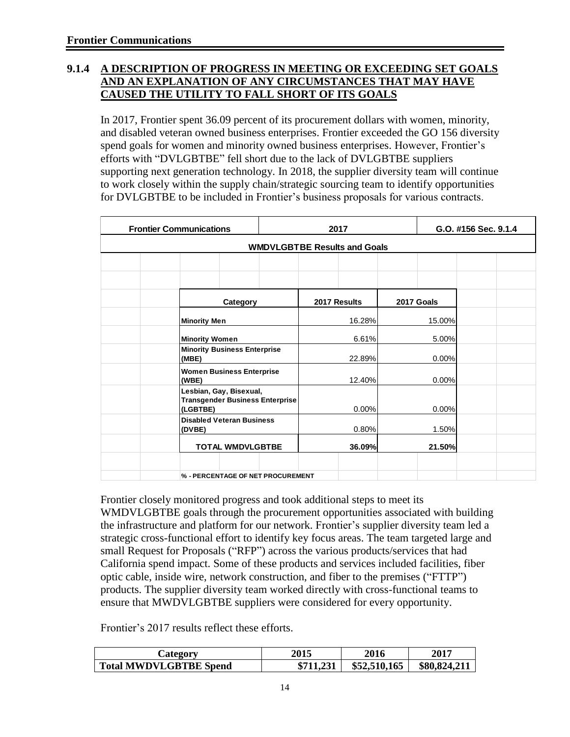**Frontier Communications**

## 9.1.4 A DESCRIPTION OF PROGRESS IN MEETING OR EXCEEDING SET GOALS AND AN EXPLANATION OF ANY CIRCUMSTANCES THAT MAY HAVE CAUSED THE UTILITY TO FALL SHORT OF ITS GOALS

In 2017, Frontier spent 36.09 percent of its procurement dollars with women, minority, and disabled veteran owned business enterprises. Frontier exceeded the GO 156 diversity spend goals for women and minority owned business enterprises. However, Frontier's efforts with "DVLGBTBE" fell short due to the lack of DVLGBTBE suppliers supporting next generation technology. In 2018, the supplier diversity team will continue to work closely within the supply chain/strategic sourcing team to identify opportunities for DVLGBTBE to be included in Frontier's business proposals for various contracts.

| Frontier Communications | 2017 | G.O. #156 Sec. 9.1.4 |
|---|---|---|
| **WMDVLGBTBE Results and Goals** | | |
| **Category** | **2017 Results** | **2017 Goals** |
| **Minority Men** | 16.28% | 15.00% |
| **Minority Women** | 6.61% | 5.00% |
| **Minority Business Enterprise (MBE)** | 22.89% | 0.00% |
| **Women Business Enterprise (WBE)** | 12.40% | 0.00% |
| **Lesbian, Gay, Bisexual, Transgender Business Enterprise (LGBTBE)** | 0.00% | 0.00% |
| **Disabled Veteran Business (DVBE)** | 0.80% | 1.50% |
| **TOTAL WMDVLGBTBE** | **36.09%** | **21.50%** |

**% - PERCENTAGE OF NET PROCUREMENT**

Frontier closely monitored progress and took additional steps to meet its WMDVLGBTBE goals through the procurement opportunities associated with building the infrastructure and platform for our network. Frontier's supplier diversity team led a strategic cross-functional effort to identify key focus areas. The team targeted large and small Request for Proposals ("RFP") across the various products/services that had California spend impact. Some of these products and services included facilities, fiber optic cable, inside wire, network construction, and fiber to the premises ("FTTP") products. The supplier diversity team worked directly with cross-functional teams to ensure that MWDVLGBTBE suppliers were considered for every opportunity.

Frontier's 2017 results reflect these efforts.

| Category | 2015 | 2016 | 2017 |
|---|---|---|---|
| **Total MWDVLGBTBE Spend** | **\$711,231** | **\$52,510,165** | **\$80,824,211** |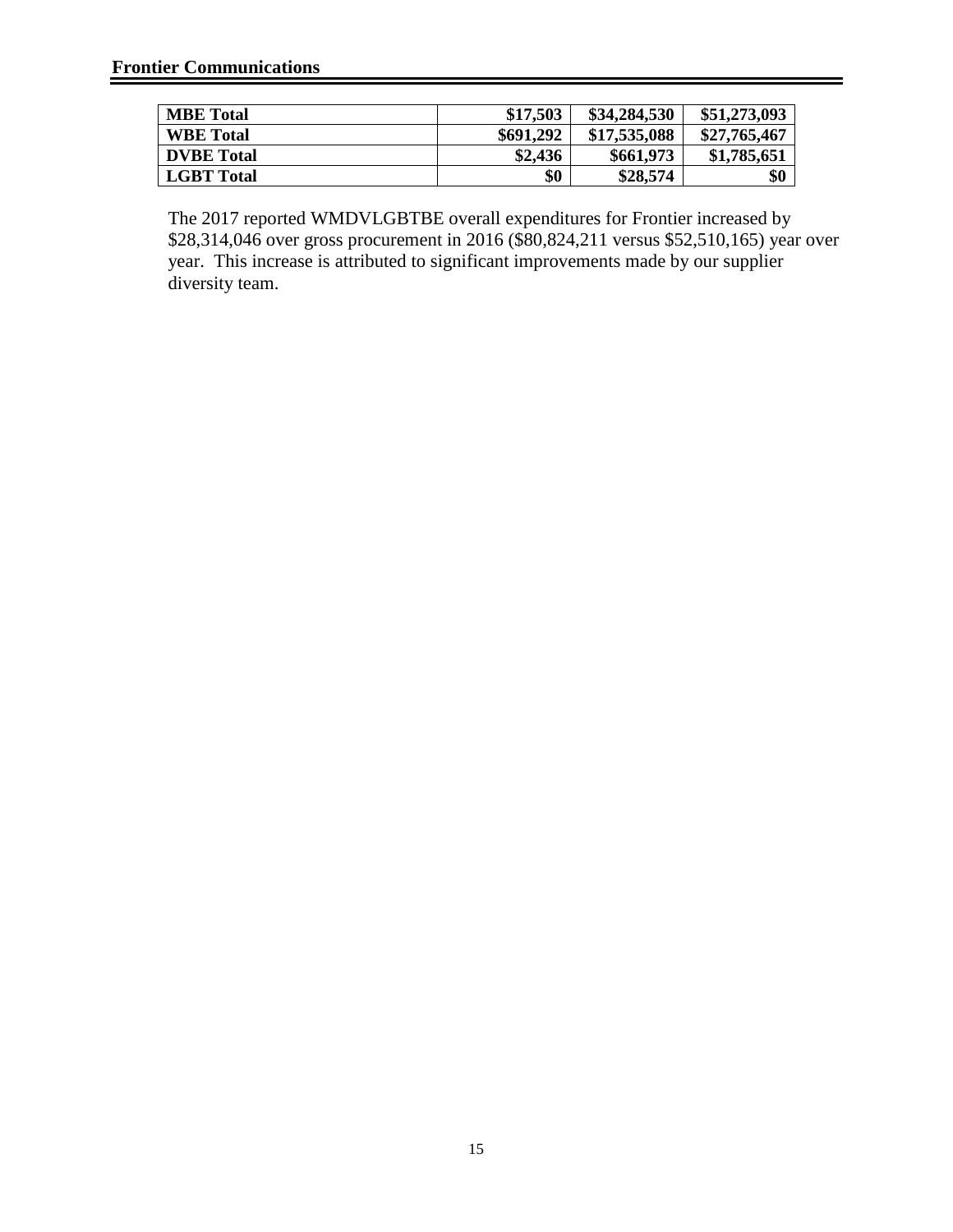**Frontier Communications**

| MBE Total | $17,503 | $34,284,530 | $51,273,093 |
|---|---|---|---|
| WBE Total | $691,292 | $17,535,088 | $27,765,467 |
| DVBE Total | $2,436 | $661,973 | $1,785,651 |
| LGBT Total | $0 | $28,574 | $0 |

The 2017 reported WMDVLGBTBE overall expenditures for Frontier increased by $28,314,046 over gross procurement in 2016 ($80,824,211 versus 52,510,165) year over year. This increase is attributed to significant improvements made by our supplier diversity team.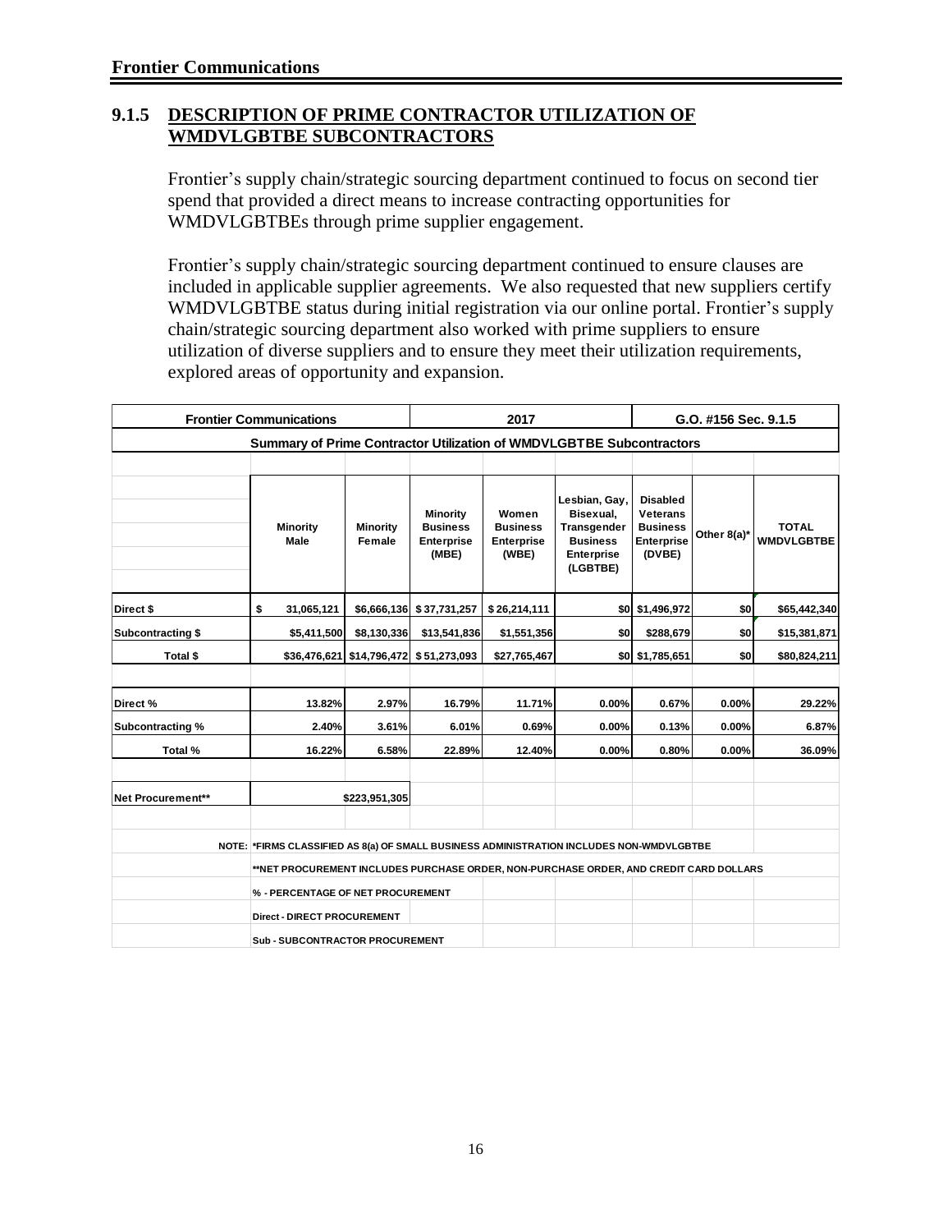## 9.1.5 DESCRIPTION OF PRIME CONTRACTOR UTILIZATION OF WMDVLGBTBE SUBCONTRACTORS

Frontier's supply chain/strategic sourcing department continued to focus on second tier spend that provided a direct means to increase contracting opportunities for WMDVLGBTBEs through prime supplier engagement.

Frontier's supply chain/strategic sourcing department continued to ensure clauses are included in applicable supplier agreements. We also requested that new suppliers certify WMDVLGBTBE status during initial registration via our online portal. Frontier's supply chain/strategic sourcing department also worked with prime suppliers to ensure utilization of diverse suppliers and to ensure they meet their utilization requirements, explored areas of opportunity and expansion.

| Frontier Communications | | | 2017 | | | G.O. #156 Sec. 9.1.5 | | |
|---|---|---|---|---|---|---|---|---|
| **Summary of Prime Contractor Utilization of WMDVLGBTBE Subcontractors** | | | | | | | | |
| | Minority Male | Minority Female | Minority Business Enterprise (MBE) | Women Business Enterprise (WBE) | Lesbian, Gay, Bisexual, Transgender Business Enterprise (LGBTBE) | Disabled Veterans Business Enterprise (DVBE) | Other 8(a)* | TOTAL WMDVLGBTBE |
| Direct $ | $ 31,065,121 | $6,666,136 | $ 37,731,257 | $ 26,214,111 | $0 | $1,496,972 | $0 | $65,442,340 |
| Subcontracting $ | $5,411,500 | $8,130,336 | $13,541,836 | $1,551,356 | $0 | $288,679 | $0 | $15,381,871 |
| Total $ | $36,476,621 | $14,796,472 | $ 51,273,093 | $27,765,467 | $0 | $1,785,651 | $0 | $80,824,211 |
| Direct % | 13.82% | 2.97% | 16.79% | 11.71% | 0.00% | 0.67% | 0.00% | 29.22% |
| Subcontracting % | 2.40% | 3.61% | 6.01% | 0.69% | 0.00% | 0.13% | 0.00% | 6.87% |
| Total % | 16.22% | 6.58% | 22.89% | 12.40% | 0.00% | 0.80% | 0.00% | 36.09% |
| Net Procurement** | | $223,951,305 | | | | | | |

NOTE: *FIRMS CLASSIFIED AS 8(a) OF SMALL BUSINESS ADMINISTRATION INCLUDES NON-WMDVLGBTBE

**NET PROCUREMENT INCLUDES PURCHASE ORDER, NON-PURCHASE ORDER, AND CREDIT CARD DOLLARS

% - PERCENTAGE OF NET PROCUREMENT

Direct - DIRECT PROCUREMENT

Sub - SUBCONTRACTOR PROCUREMENT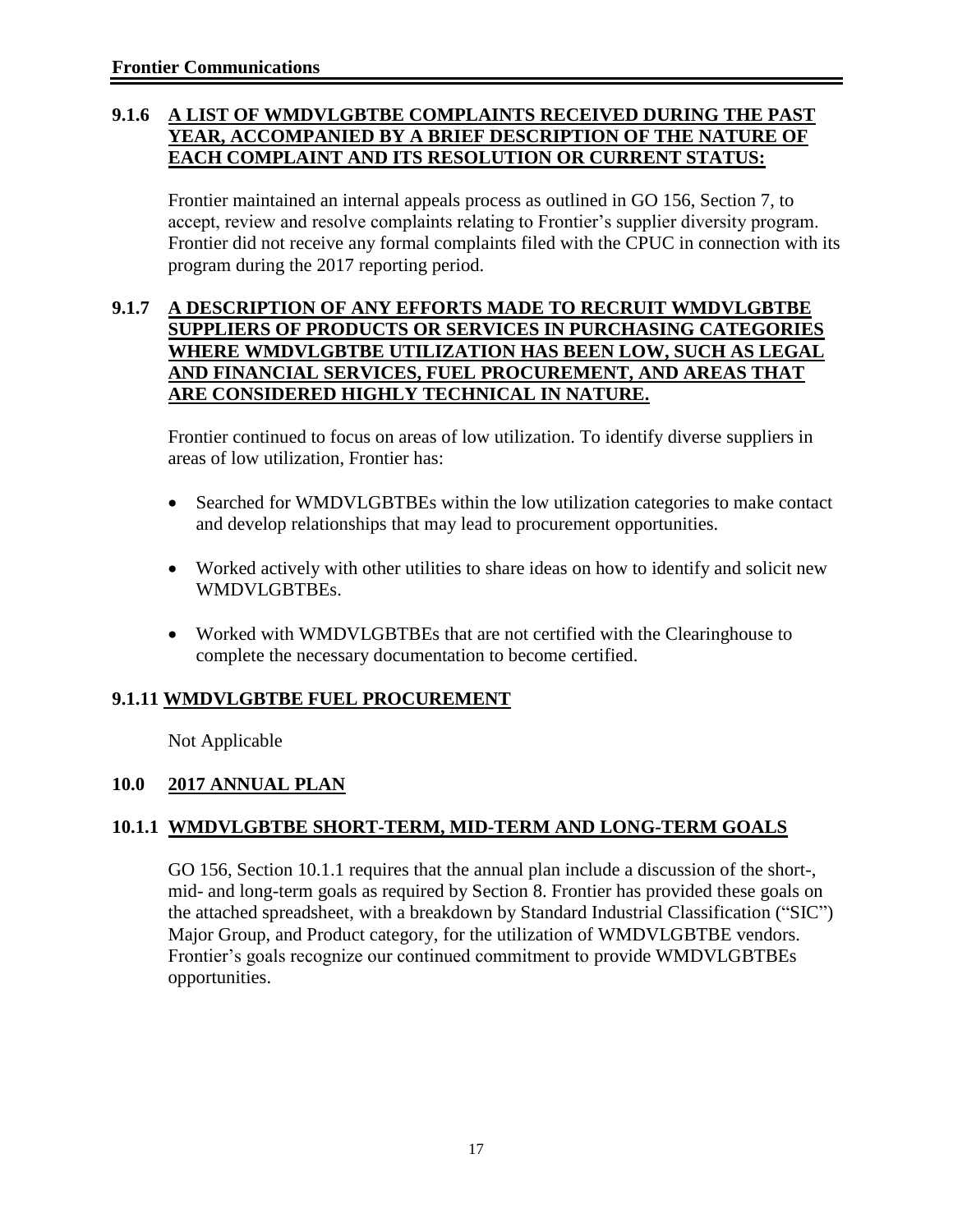### 9.1.6 A LIST OF WMDVLGBTBE COMPLAINTS RECEIVED DURING THE PAST YEAR, ACCOMPANIED BY A BRIEF DESCRIPTION OF THE NATURE OF EACH COMPLAINT AND ITS RESOLUTION OR CURRENT STATUS:

Frontier maintained an internal appeals process as outlined in GO 156, Section 7, to accept, review and resolve complaints relating to Frontier's supplier diversity program. Frontier did not receive any formal complaints filed with the CPUC in connection with its program during the 2017 reporting period.

### 9.1.7 A DESCRIPTION OF ANY EFFORTS MADE TO RECRUIT WMDVLGBTBE SUPPLIERS OF PRODUCTS OR SERVICES IN PURCHASING CATEGORIES WHERE WMDVLGBTBE UTILIZATION HAS BEEN LOW, SUCH AS LEGAL AND FINANCIAL SERVICES, FUEL PROCUREMENT, AND AREAS THAT ARE CONSIDERED HIGHLY TECHNICAL IN NATURE.

Frontier continued to focus on areas of low utilization. To identify diverse suppliers in areas of low utilization, Frontier has:

- Searched for WMDVLGBTBEs within the low utilization categories to make contact and develop relationships that may lead to procurement opportunities.
- Worked actively with other utilities to share ideas on how to identify and solicit new WMDVLGBTBEs.
- Worked with WMDVLGBTBEs that are not certified with the Clearinghouse to complete the necessary documentation to become certified.

### 9.1.11 WMDVLGBTBE FUEL PROCUREMENT

Not Applicable

## 10.0 2017 ANNUAL PLAN

### 10.1.1 WMDVLGBTBE SHORT-TERM, MID-TERM AND LONG-TERM GOALS

GO 156, Section 10.1.1 requires that the annual plan include a discussion of the short-, mid- and long-term goals as required by Section 8. Frontier has provided these goals on the attached spreadsheet, with a breakdown by Standard Industrial Classification ("SIC") Major Group, and Product category, for the utilization of WMDVLGBTBE vendors. Frontier's goals recognize our continued commitment to provide WMDVLGBTBEs opportunities.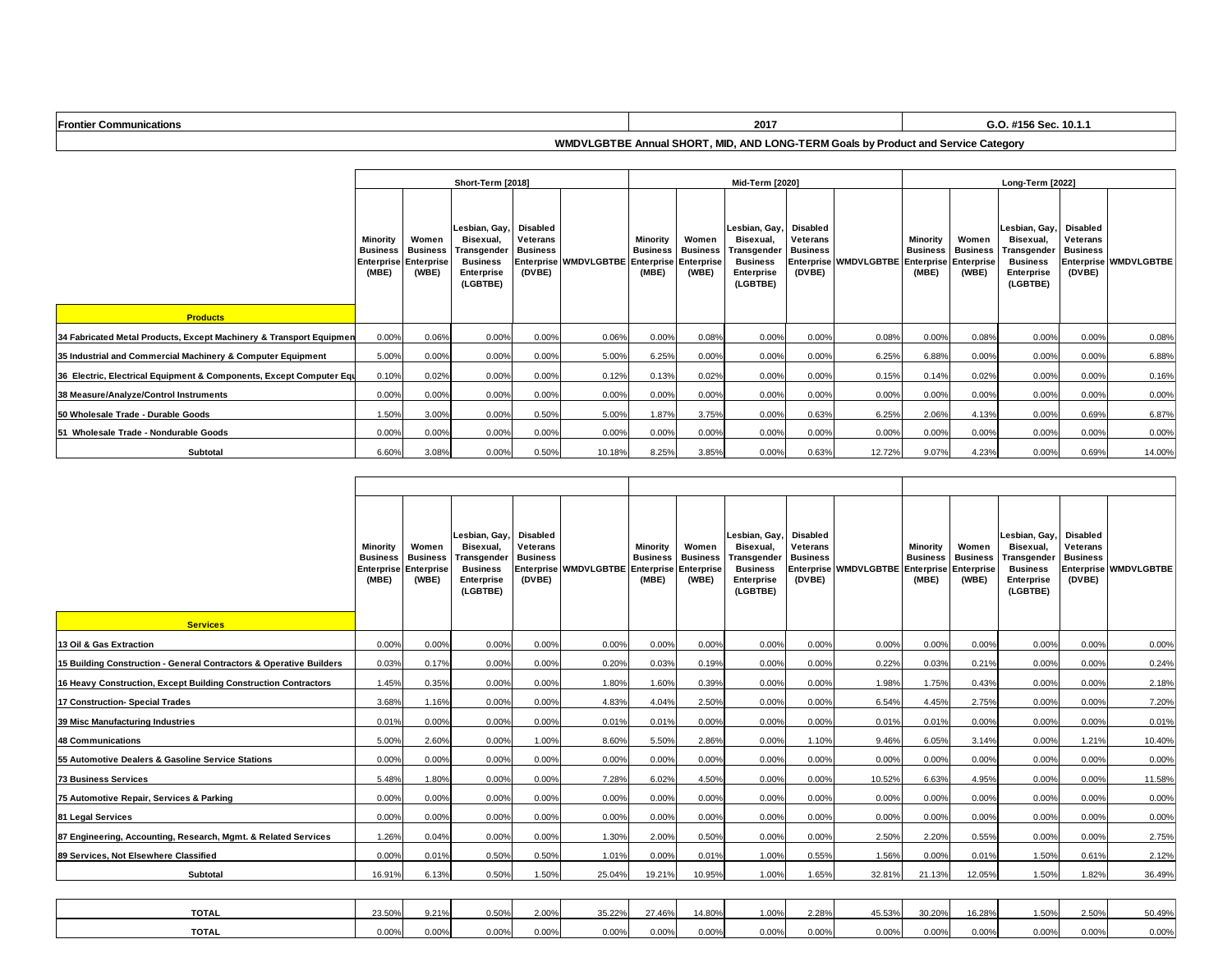| Frontier Communications | 2017 | G.O. #156 Sec. 10.1.1 |
|---|---|---|

**WMDVLGBTBE Annual SHORT, MID, AND LONG-TERM Goals by Product and Service Category**

| | Short-Term [2018] | | | | | Mid-Term [2020] | | | | | Long-Term [2022] | | | | |
|---|---|---|---|---|---|---|---|---|---|---|---|---|---|---|---|
| **Products** | Minority Business Enterprise (MBE) | Women Business Enterprise (WBE) | Lesbian, Gay, Bisexual, Transgender Business Enterprise (LGBTBE) | Disabled Veterans Business Enterprise (DVBE) | WMDVLGBTBE | Minority Business Enterprise (MBE) | Women Business Enterprise (WBE) | Lesbian, Gay, Bisexual, Transgender Business Enterprise (LGBTBE) | Disabled Veterans Business Enterprise (DVBE) | WMDVLGBTBE | Minority Business Enterprise (MBE) | Women Business Enterprise (WBE) | Lesbian, Gay, Bisexual, Transgender Business Enterprise (LGBTBE) | Disabled Veterans Business Enterprise (DVBE) | WMDVLGBTBE |
| 34 Fabricated Metal Products, Except Machinery & Transport Equipmen | 0.00% | 0.06% | 0.00% | 0.00% | 0.06% | 0.00% | 0.08% | 0.00% | 0.00% | 0.08% | 0.00% | 0.08% | 0.00% | 0.00% | 0.08% |
| 35 Industrial and Commercial Machinery & Computer Equipment | 5.00% | 0.00% | 0.00% | 0.00% | 5.00% | 6.25% | 0.00% | 0.00% | 0.00% | 6.25% | 6.88% | 0.00% | 0.00% | 0.00% | 6.88% |
| 36 Electric, Electrical Equipment & Components, Except Computer Equ | 0.10% | 0.02% | 0.00% | 0.00% | 0.12% | 0.13% | 0.02% | 0.00% | 0.00% | 0.15% | 0.14% | 0.02% | 0.00% | 0.00% | 0.16% |
| 38 Measure/Analyze/Control Instruments | 0.00% | 0.00% | 0.00% | 0.00% | 0.00% | 0.00% | 0.00% | 0.00% | 0.00% | 0.00% | 0.00% | 0.00% | 0.00% | 0.00% | 0.00% |
| 50 Wholesale Trade - Durable Goods | 1.50% | 3.00% | 0.00% | 0.50% | 5.00% | 1.87% | 3.75% | 0.00% | 0.63% | 6.25% | 2.06% | 4.13% | 0.00% | 0.69% | 6.87% |
| 51 Wholesale Trade - Nondurable Goods | 0.00% | 0.00% | 0.00% | 0.00% | 0.00% | 0.00% | 0.00% | 0.00% | 0.00% | 0.00% | 0.00% | 0.00% | 0.00% | 0.00% | 0.00% |
| **Subtotal** | 6.60% | 3.08% | 0.00% | 0.50% | 10.18% | 8.25% | 3.85% | 0.00% | 0.63% | 12.72% | 9.07% | 4.23% | 0.00% | 0.69% | 14.00% |

| **Services** | Minority Business Enterprise (MBE) | Women Business Enterprise (WBE) | Lesbian, Gay, Bisexual, Transgender Business Enterprise (LGBTBE) | Disabled Veterans Business Enterprise (DVBE) | WMDVLGBTBE | Minority Business Enterprise (MBE) | Women Business Enterprise (WBE) | Lesbian, Gay, Bisexual, Transgender Business Enterprise (LGBTBE) | Disabled Veterans Business Enterprise (DVBE) | WMDVLGBTBE | Minority Business Enterprise (MBE) | Women Business Enterprise (WBE) | Lesbian, Gay, Bisexual, Transgender Business Enterprise (LGBTBE) | Disabled Veterans Business Enterprise (DVBE) | WMDVLGBTBE |
|---|---|---|---|---|---|---|---|---|---|---|---|---|---|---|---|
| 13 Oil & Gas Extraction | 0.00% | 0.00% | 0.00% | 0.00% | 0.00% | 0.00% | 0.00% | 0.00% | 0.00% | 0.00% | 0.00% | 0.00% | 0.00% | 0.00% | 0.00% |
| 15 Building Construction - General Contractors & Operative Builders | 0.03% | 0.17% | 0.00% | 0.00% | 0.20% | 0.03% | 0.19% | 0.00% | 0.00% | 0.22% | 0.03% | 0.21% | 0.00% | 0.00% | 0.24% |
| 16 Heavy Construction, Except Building Construction Contractors | 1.45% | 0.35% | 0.00% | 0.00% | 1.80% | 1.60% | 0.39% | 0.00% | 0.00% | 1.98% | 1.75% | 0.43% | 0.00% | 0.00% | 2.18% |
| 17 Construction- Special Trades | 3.68% | 1.16% | 0.00% | 0.00% | 4.83% | 4.04% | 2.50% | 0.00% | 0.00% | 6.54% | 4.45% | 2.75% | 0.00% | 0.00% | 7.20% |
| 39 Misc Manufacturing Industries | 0.01% | 0.00% | 0.00% | 0.00% | 0.01% | 0.01% | 0.00% | 0.00% | 0.00% | 0.01% | 0.01% | 0.00% | 0.00% | 0.00% | 0.01% |
| 48 Communications | 5.00% | 2.60% | 0.00% | 1.00% | 8.60% | 5.50% | 2.86% | 0.00% | 1.10% | 9.46% | 6.05% | 3.14% | 0.00% | 1.21% | 10.40% |
| 55 Automotive Dealers & Gasoline Service Stations | 0.00% | 0.00% | 0.00% | 0.00% | 0.00% | 0.00% | 0.00% | 0.00% | 0.00% | 0.00% | 0.00% | 0.00% | 0.00% | 0.00% | 0.00% |
| 73 Business Services | 5.48% | 1.80% | 0.00% | 0.00% | 7.28% | 6.02% | 4.50% | 0.00% | 0.00% | 10.52% | 6.63% | 4.95% | 0.00% | 0.00% | 11.58% |
| 75 Automotive Repair, Services & Parking | 0.00% | 0.00% | 0.00% | 0.00% | 0.00% | 0.00% | 0.00% | 0.00% | 0.00% | 0.00% | 0.00% | 0.00% | 0.00% | 0.00% | 0.00% |
| 81 Legal Services | 0.00% | 0.00% | 0.00% | 0.00% | 0.00% | 0.00% | 0.00% | 0.00% | 0.00% | 0.00% | 0.00% | 0.00% | 0.00% | 0.00% | 0.00% |
| 87 Engineering, Accounting, Research, Mgmt. & Related Services | 1.26% | 0.04% | 0.00% | 0.00% | 1.30% | 2.00% | 0.50% | 0.00% | 0.00% | 2.50% | 2.20% | 0.55% | 0.00% | 0.00% | 2.75% |
| 89 Services, Not Elsewhere Classified | 0.00% | 0.01% | 0.50% | 0.50% | 1.01% | 0.00% | 0.01% | 1.00% | 0.55% | 1.56% | 0.00% | 0.01% | 1.50% | 0.61% | 2.12% |
| **Subtotal** | 16.91% | 6.13% | 0.50% | 1.50% | 25.04% | 19.21% | 10.95% | 1.00% | 1.65% | 32.81% | 21.13% | 12.05% | 1.50% | 1.82% | 36.49% |

| | | | | | | | | | | | | | | | |
|---|---|---|---|---|---|---|---|---|---|---|---|---|---|---|---|
| **TOTAL** | 23.50% | 9.21% | 0.50% | 2.00% | 35.22% | 27.46% | 14.80% | 1.00% | 2.28% | 45.53% | 30.20% | 16.28% | 1.50% | 2.50% | 50.49% |
| **TOTAL** | 0.00% | 0.00% | 0.00% | 0.00% | 0.00% | 0.00% | 0.00% | 0.00% | 0.00% | 0.00% | 0.00% | 0.00% | 0.00% | 0.00% | 0.00% |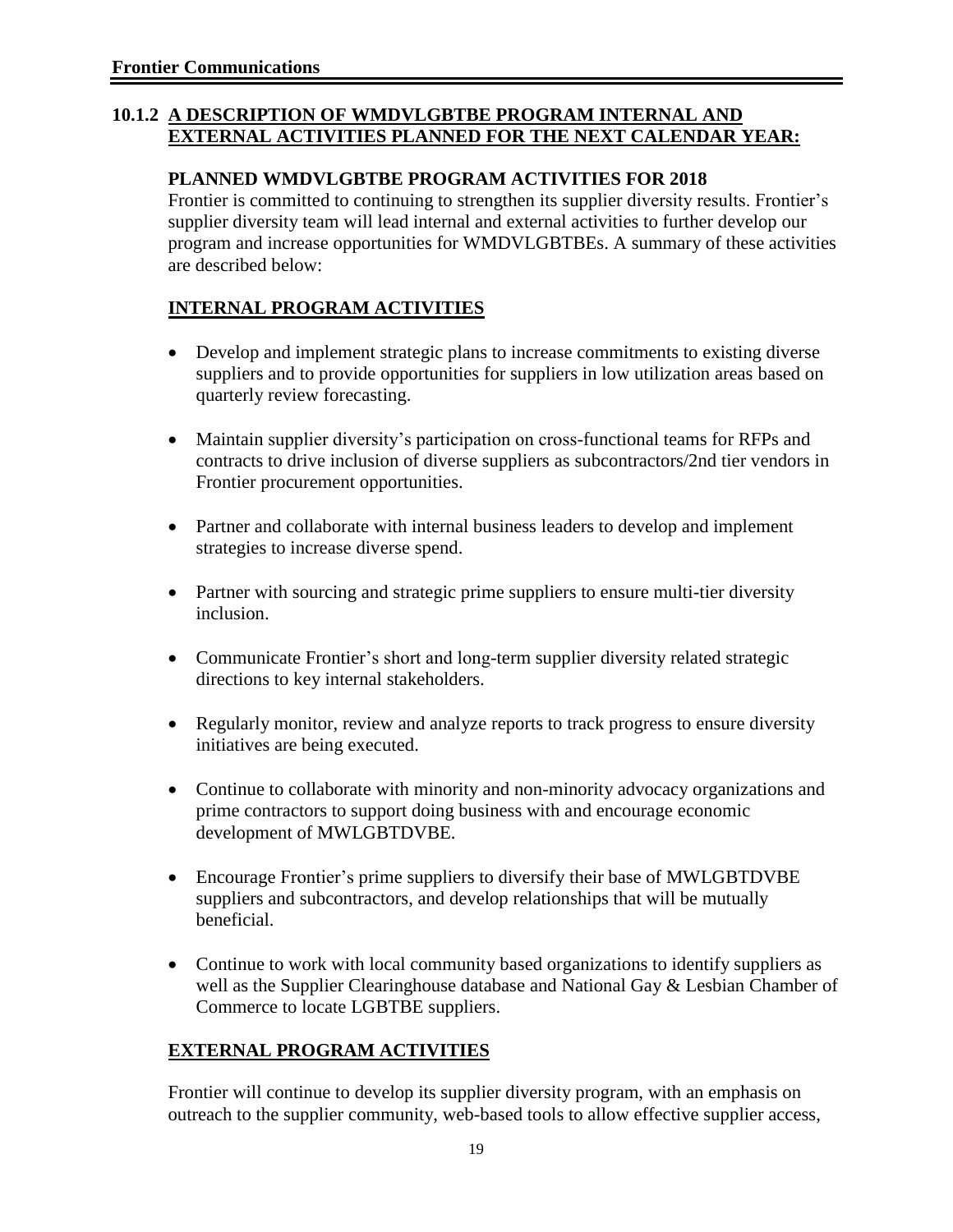### 10.1.2 A DESCRIPTION OF WMDVLGBTBE PROGRAM INTERNAL AND EXTERNAL ACTIVITIES PLANNED FOR THE NEXT CALENDAR YEAR:

**PLANNED WMDVLGBTBE PROGRAM ACTIVITIES FOR 2018**

Frontier is committed to continuing to strengthen its supplier diversity results. Frontier's supplier diversity team will lead internal and external activities to further develop our program and increase opportunities for WMDVLGBTBEs. A summary of these activities are described below:

**INTERNAL PROGRAM ACTIVITIES**

- Develop and implement strategic plans to increase commitments to existing diverse suppliers and to provide opportunities for suppliers in low utilization areas based on quarterly review forecasting.
- Maintain supplier diversity's participation on cross-functional teams for RFPs and contracts to drive inclusion of diverse suppliers as subcontractors/2nd tier vendors in Frontier procurement opportunities.
- Partner and collaborate with internal business leaders to develop and implement strategies to increase diverse spend.
- Partner with sourcing and strategic prime suppliers to ensure multi-tier diversity inclusion.
- Communicate Frontier's short and long-term supplier diversity related strategic directions to key internal stakeholders.
- Regularly monitor, review and analyze reports to track progress to ensure diversity initiatives are being executed.
- Continue to collaborate with minority and non-minority advocacy organizations and prime contractors to support doing business with and encourage economic development of MWLGBTDVBE.
- Encourage Frontier's prime suppliers to diversify their base of MWLGBTDVBE suppliers and subcontractors, and develop relationships that will be mutually beneficial.
- Continue to work with local community based organizations to identify suppliers as well as the Supplier Clearinghouse database and National Gay & Lesbian Chamber of Commerce to locate LGBTBE suppliers.

**EXTERNAL PROGRAM ACTIVITIES**

Frontier will continue to develop its supplier diversity program, with an emphasis on outreach to the supplier community, web-based tools to allow effective supplier access,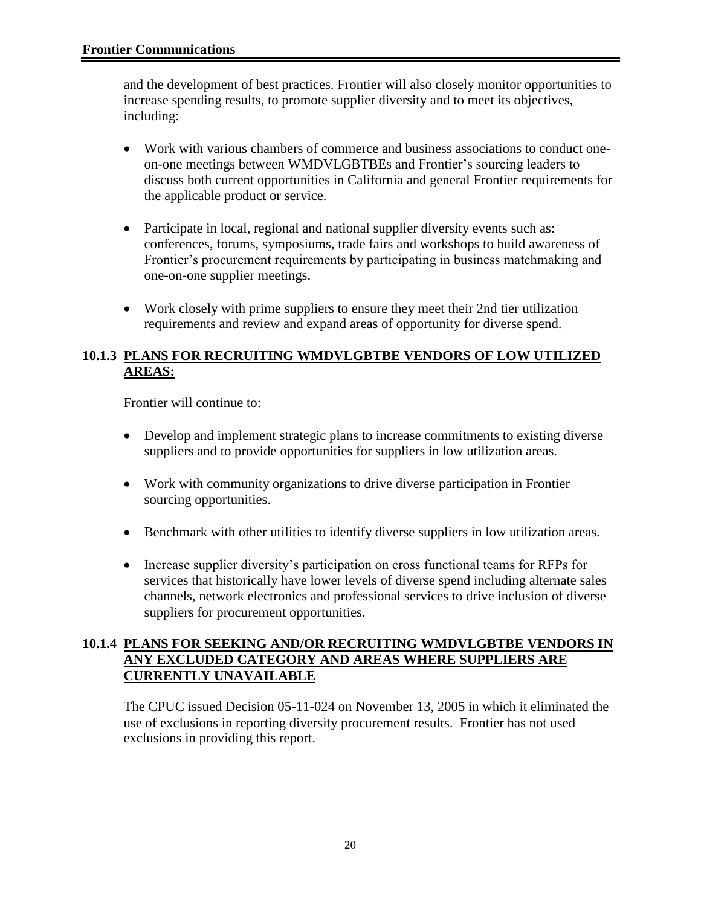and the development of best practices. Frontier will also closely monitor opportunities to increase spending results, to promote supplier diversity and to meet its objectives, including:

- Work with various chambers of commerce and business associations to conduct one-on-one meetings between WMDVLGBTBEs and Frontier's sourcing leaders to discuss both current opportunities in California and general Frontier requirements for the applicable product or service.
- Participate in local, regional and national supplier diversity events such as: conferences, forums, symposiums, trade fairs and workshops to build awareness of Frontier's procurement requirements by participating in business matchmaking and one-on-one supplier meetings.
- Work closely with prime suppliers to ensure they meet their 2nd tier utilization requirements and review and expand areas of opportunity for diverse spend.

### 10.1.3 PLANS FOR RECRUITING WMDVLGBTBE VENDORS OF LOW UTILIZED AREAS:

Frontier will continue to:

- Develop and implement strategic plans to increase commitments to existing diverse suppliers and to provide opportunities for suppliers in low utilization areas.
- Work with community organizations to drive diverse participation in Frontier sourcing opportunities.
- Benchmark with other utilities to identify diverse suppliers in low utilization areas.
- Increase supplier diversity's participation on cross functional teams for RFPs for services that historically have lower levels of diverse spend including alternate sales channels, network electronics and professional services to drive inclusion of diverse suppliers for procurement opportunities.

### 10.1.4 PLANS FOR SEEKING AND/OR RECRUITING WMDVLGBTBE VENDORS IN ANY EXCLUDED CATEGORY AND AREAS WHERE SUPPLIERS ARE CURRENTLY UNAVAILABLE

The CPUC issued Decision 05-11-024 on November 13, 2005 in which it eliminated the use of exclusions in reporting diversity procurement results. Frontier has not used exclusions in providing this report.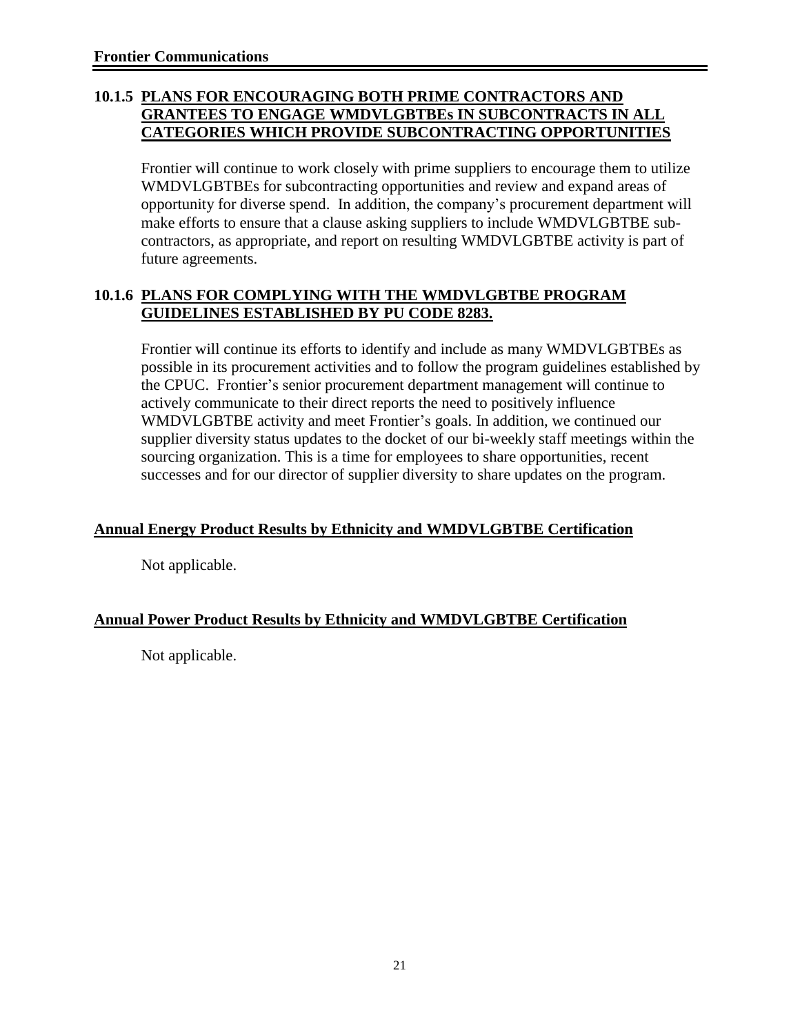### 10.1.5 PLANS FOR ENCOURAGING BOTH PRIME CONTRACTORS AND GRANTEES TO ENGAGE WMDVLGBTBEs IN SUBCONTRACTS IN ALL CATEGORIES WHICH PROVIDE SUBCONTRACTING OPPORTUNITIES

Frontier will continue to work closely with prime suppliers to encourage them to utilize WMDVLGBTBEs for subcontracting opportunities and review and expand areas of opportunity for diverse spend. In addition, the company's procurement department will make efforts to ensure that a clause asking suppliers to include WMDVLGBTBE sub-contractors, as appropriate, and report on resulting WMDVLGBTBE activity is part of future agreements.

### 10.1.6 PLANS FOR COMPLYING WITH THE WMDVLGBTBE PROGRAM GUIDELINES ESTABLISHED BY PU CODE 8283.

Frontier will continue its efforts to identify and include as many WMDVLGBTBEs as possible in its procurement activities and to follow the program guidelines established by the CPUC. Frontier's senior procurement department management will continue to actively communicate to their direct reports the need to positively influence WMDVLGBTBE activity and meet Frontier's goals. In addition, we continued our supplier diversity status updates to the docket of our bi-weekly staff meetings within the sourcing organization. This is a time for employees to share opportunities, recent successes and for our director of supplier diversity to share updates on the program.

### Annual Energy Product Results by Ethnicity and WMDVLGBTBE Certification

Not applicable.

### Annual Power Product Results by Ethnicity and WMDVLGBTBE Certification

Not applicable.